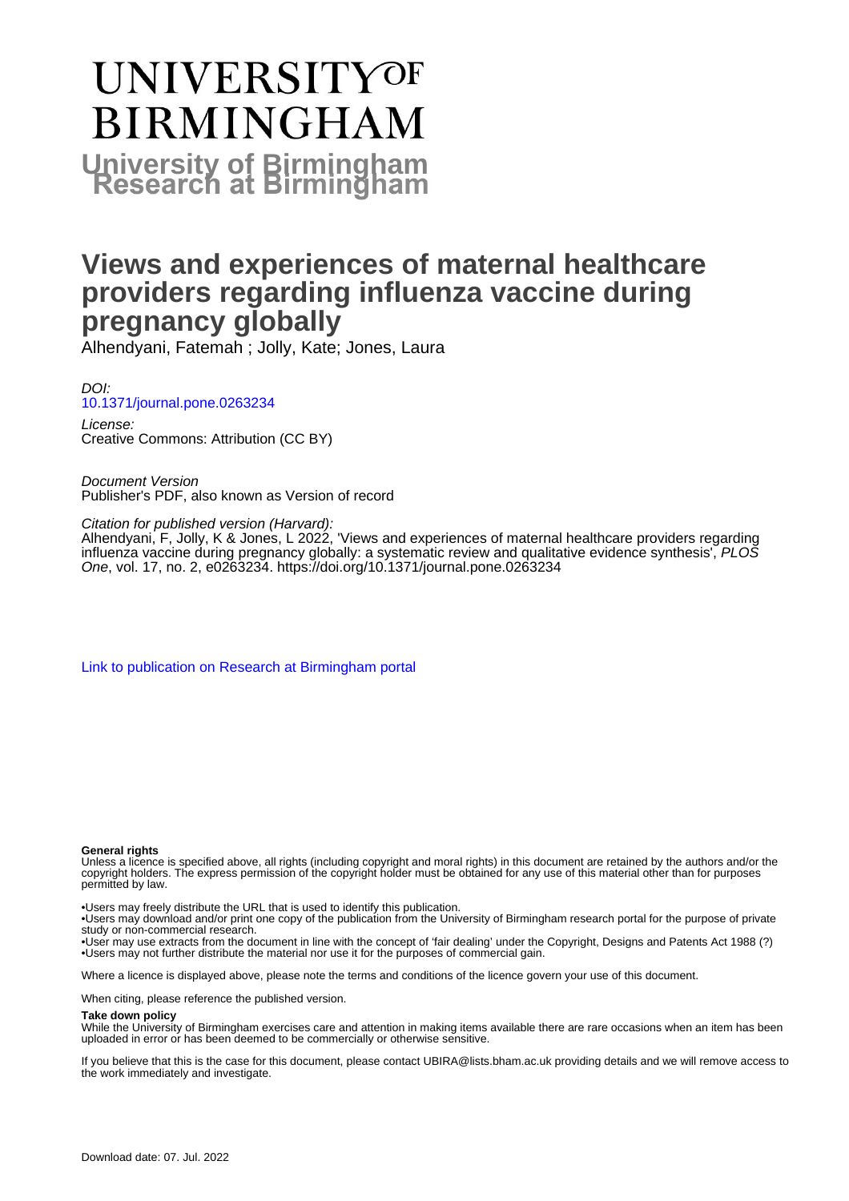# UNIVERSITY OF BIRMINGHAM

## University of Birmingham Research at Birmingham

# Views and experiences of maternal healthcare providers regarding influenza vaccine during pregnancy globally

Alhendyani, Fatemah ; Jolly, Kate; Jones, Laura

*DOI:*
[10.1371/journal.pone.0263234](https://doi.org/10.1371/journal.pone.0263234)

*License:*
Creative Commons: Attribution (CC BY)

*Document Version*
Publisher's PDF, also known as Version of record

*Citation for published version (Harvard):*
Alhendyani, F, Jolly, K & Jones, L 2022, 'Views and experiences of maternal healthcare providers regarding influenza vaccine during pregnancy globally: a systematic review and qualitative evidence synthesis', *PLOS One*, vol. 17, no. 2, e0263234. https://doi.org/10.1371/journal.pone.0263234

[Link to publication on Research at Birmingham portal](#)

**General rights**

Unless a licence is specified above, all rights (including copyright and moral rights) in this document are retained by the authors and/or the copyright holders. The express permission of the copyright holder must be obtained for any use of this material other than for purposes permitted by law.

- •Users may freely distribute the URL that is used to identify this publication.
- •Users may download and/or print one copy of the publication from the University of Birmingham research portal for the purpose of private study or non-commercial research.
- •User may use extracts from the document in line with the concept of 'fair dealing' under the Copyright, Designs and Patents Act 1988 (?)
- •Users may not further distribute the material nor use it for the purposes of commercial gain.

Where a licence is displayed above, please note the terms and conditions of the licence govern your use of this document.

When citing, please reference the published version.

**Take down policy**

While the University of Birmingham exercises care and attention in making items available there are rare occasions when an item has been uploaded in error or has been deemed to be commercially or otherwise sensitive.

If you believe that this is the case for this document, please contact UBIRA@lists.bham.ac.uk providing details and we will remove access to the work immediately and investigate.

Download date: 07. Jul. 2022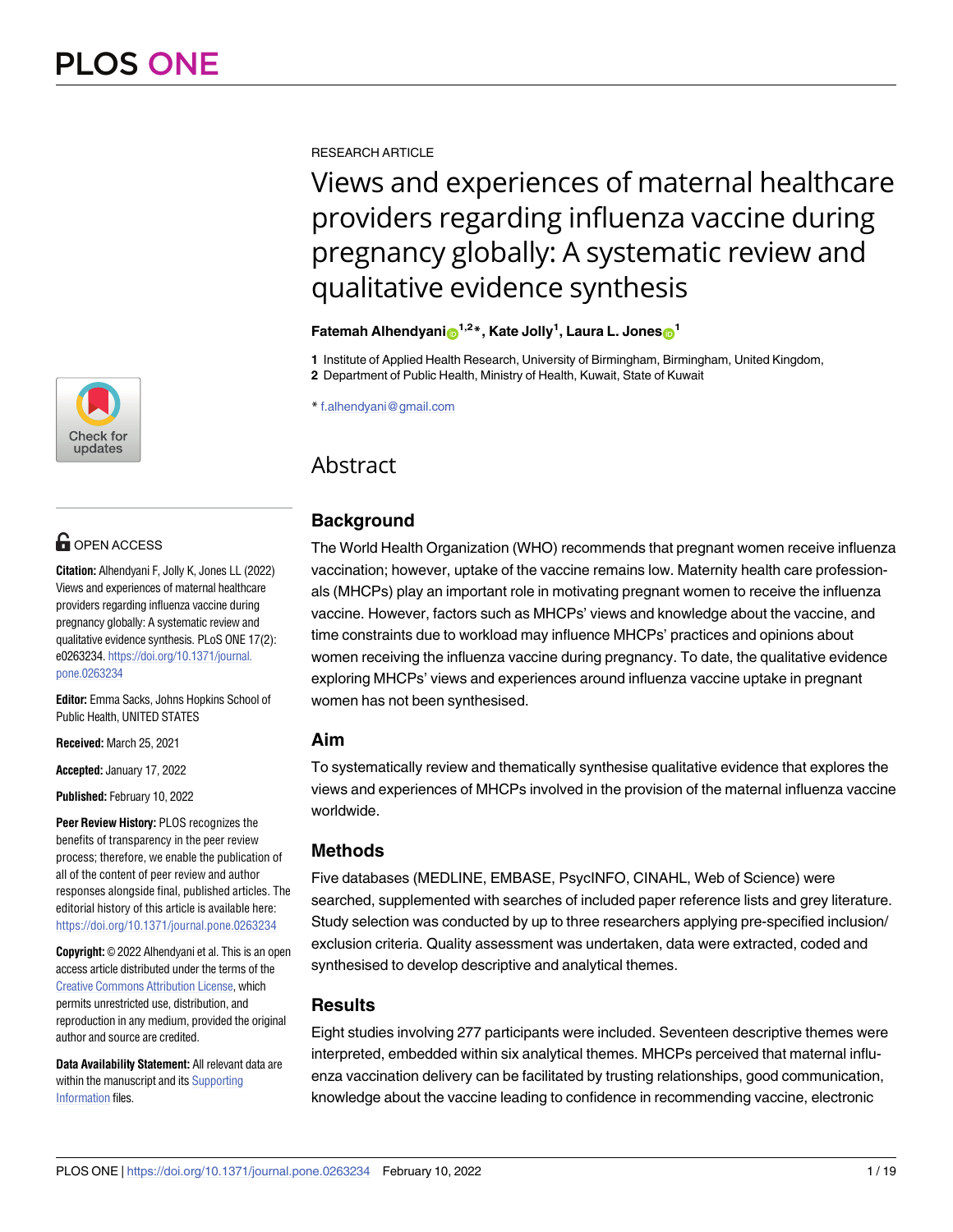# Views and experiences of maternal healthcare providers regarding influenza vaccine during pregnancy globally: A systematic review and qualitative evidence synthesis

RESEARCH ARTICLE

**Fatemah Alhendyani[1,2]*, Kate Jolly[1], Laura L. Jones[1]**

**1** Institute of Applied Health Research, University of Birmingham, Birmingham, United Kingdom,
**2** Department of Public Health, Ministry of Health, Kuwait, State of Kuwait

* f.alhendyani@gmail.com

OPEN ACCESS

**Citation:** Alhendyani F, Jolly K, Jones LL (2022) Views and experiences of maternal healthcare providers regarding influenza vaccine during pregnancy globally: A systematic review and qualitative evidence synthesis. PLoS ONE 17(2): e0263234. https://doi.org/10.1371/journal.pone.0263234

**Editor:** Emma Sacks, Johns Hopkins School of Public Health, UNITED STATES

**Received:** March 25, 2021

**Accepted:** January 17, 2022

**Published:** February 10, 2022

**Peer Review History:** PLOS recognizes the benefits of transparency in the peer review process; therefore, we enable the publication of all of the content of peer review and author responses alongside final, published articles. The editorial history of this article is available here: https://doi.org/10.1371/journal.pone.0263234

**Copyright:** © 2022 Alhendyani et al. This is an open access article distributed under the terms of the Creative Commons Attribution License, which permits unrestricted use, distribution, and reproduction in any medium, provided the original author and source are credited.

**Data Availability Statement:** All relevant data are within the manuscript and its Supporting Information files.

## Abstract

### Background

The World Health Organization (WHO) recommends that pregnant women receive influenza vaccination; however, uptake of the vaccine remains low. Maternity health care professionals (MHCPs) play an important role in motivating pregnant women to receive the influenza vaccine. However, factors such as MHCPs' views and knowledge about the vaccine, and time constraints due to workload may influence MHCPs' practices and opinions about women receiving the influenza vaccine during pregnancy. To date, the qualitative evidence exploring MHCPs' views and experiences around influenza vaccine uptake in pregnant women has not been synthesised.

### Aim

To systematically review and thematically synthesise qualitative evidence that explores the views and experiences of MHCPs involved in the provision of the maternal influenza vaccine worldwide.

### Methods

Five databases (MEDLINE, EMBASE, PsycINFO, CINAHL, Web of Science) were searched, supplemented with searches of included paper reference lists and grey literature. Study selection was conducted by up to three researchers applying pre-specified inclusion/exclusion criteria. Quality assessment was undertaken, data were extracted, coded and synthesised to develop descriptive and analytical themes.

### Results

Eight studies involving 277 participants were included. Seventeen descriptive themes were interpreted, embedded within six analytical themes. MHCPs perceived that maternal influenza vaccination delivery can be facilitated by trusting relationships, good communication, knowledge about the vaccine leading to confidence in recommending vaccine, electronic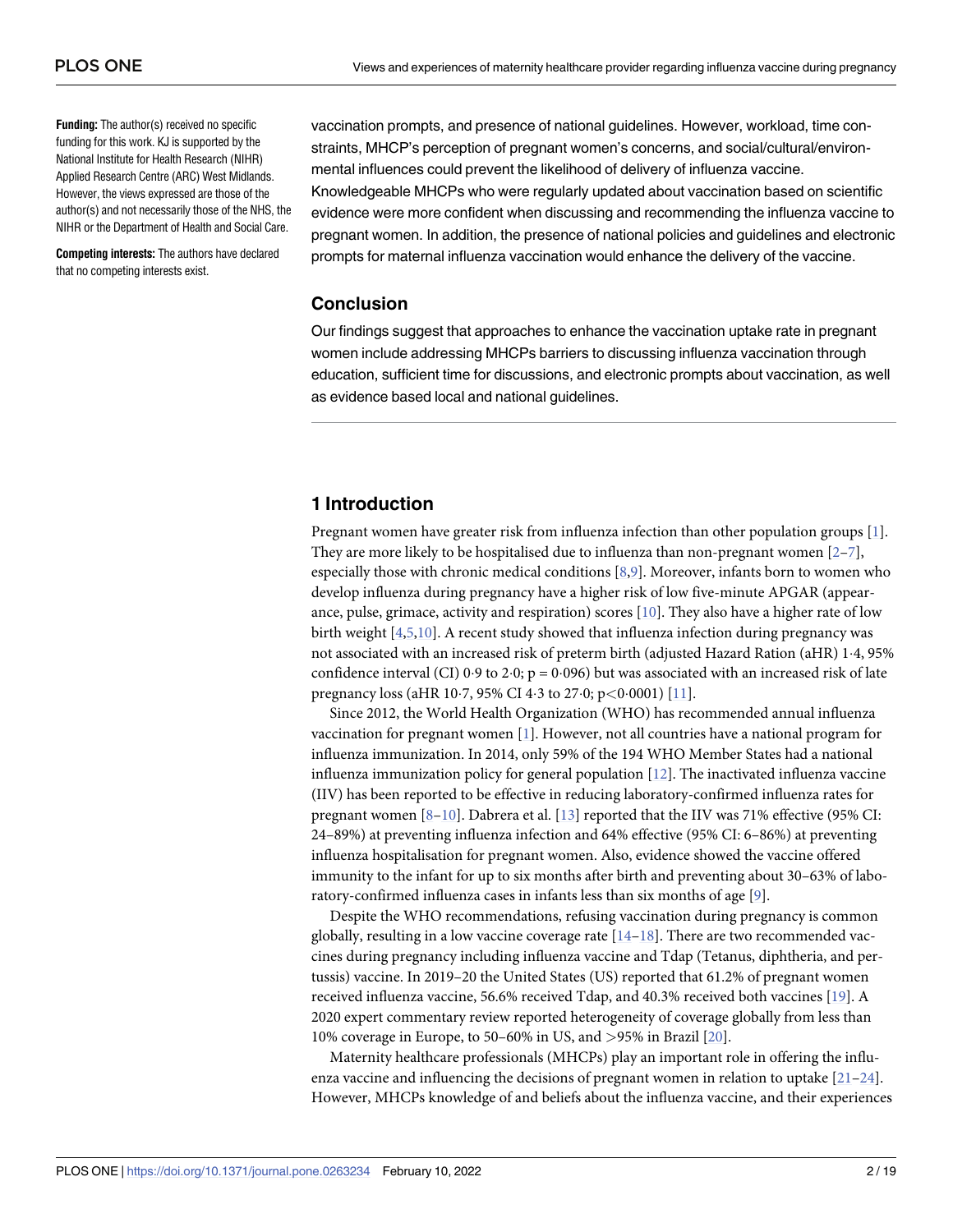**Funding:** The author(s) received no specific funding for this work. KJ is supported by the National Institute for Health Research (NIHR) Applied Research Centre (ARC) West Midlands. However, the views expressed are those of the author(s) and not necessarily those of the NHS, the NIHR or the Department of Health and Social Care.

**Competing interests:** The authors have declared that no competing interests exist.

vaccination prompts, and presence of national guidelines. However, workload, time constraints, MHCP's perception of pregnant women's concerns, and social/cultural/environmental influences could prevent the likelihood of delivery of influenza vaccine. Knowledgeable MHCPs who were regularly updated about vaccination based on scientific evidence were more confident when discussing and recommending the influenza vaccine to pregnant women. In addition, the presence of national policies and guidelines and electronic prompts for maternal influenza vaccination would enhance the delivery of the vaccine.

### Conclusion

Our findings suggest that approaches to enhance the vaccination uptake rate in pregnant women include addressing MHCPs barriers to discussing influenza vaccination through education, sufficient time for discussions, and electronic prompts about vaccination, as well as evidence based local and national guidelines.

## 1 Introduction

Pregnant women have greater risk from influenza infection than other population groups [1]. They are more likely to be hospitalised due to influenza than non-pregnant women [2–7], especially those with chronic medical conditions [8,9]. Moreover, infants born to women who develop influenza during pregnancy have a higher risk of low five-minute APGAR (appearance, pulse, grimace, activity and respiration) scores [10]. They also have a higher rate of low birth weight [4,5,10]. A recent study showed that influenza infection during pregnancy was not associated with an increased risk of preterm birth (adjusted Hazard Ration (aHR) 1·4, 95% confidence interval (CI) 0·9 to 2·0; p = 0·096) but was associated with an increased risk of late pregnancy loss (aHR 10·7, 95% CI 4·3 to 27·0; p<0·0001) [11].

Since 2012, the World Health Organization (WHO) has recommended annual influenza vaccination for pregnant women [1]. However, not all countries have a national program for influenza immunization. In 2014, only 59% of the 194 WHO Member States had a national influenza immunization policy for general population [12]. The inactivated influenza vaccine (IIV) has been reported to be effective in reducing laboratory-confirmed influenza rates for pregnant women [8–10]. Dabrera et al. [13] reported that the IIV was 71% effective (95% CI: 24–89%) at preventing influenza infection and 64% effective (95% CI: 6–86%) at preventing influenza hospitalisation for pregnant women. Also, evidence showed the vaccine offered immunity to the infant for up to six months after birth and preventing about 30–63% of laboratory-confirmed influenza cases in infants less than six months of age [9].

Despite the WHO recommendations, refusing vaccination during pregnancy is common globally, resulting in a low vaccine coverage rate [14–18]. There are two recommended vaccines during pregnancy including influenza vaccine and Tdap (Tetanus, diphtheria, and pertussis) vaccine. In 2019–20 the United States (US) reported that 61.2% of pregnant women received influenza vaccine, 56.6% received Tdap, and 40.3% received both vaccines [19]. A 2020 expert commentary review reported heterogeneity of coverage globally from less than 10% coverage in Europe, to 50–60% in US, and >95% in Brazil [20].

Maternity healthcare professionals (MHCPs) play an important role in offering the influenza vaccine and influencing the decisions of pregnant women in relation to uptake [21–24]. However, MHCPs knowledge of and beliefs about the influenza vaccine, and their experiences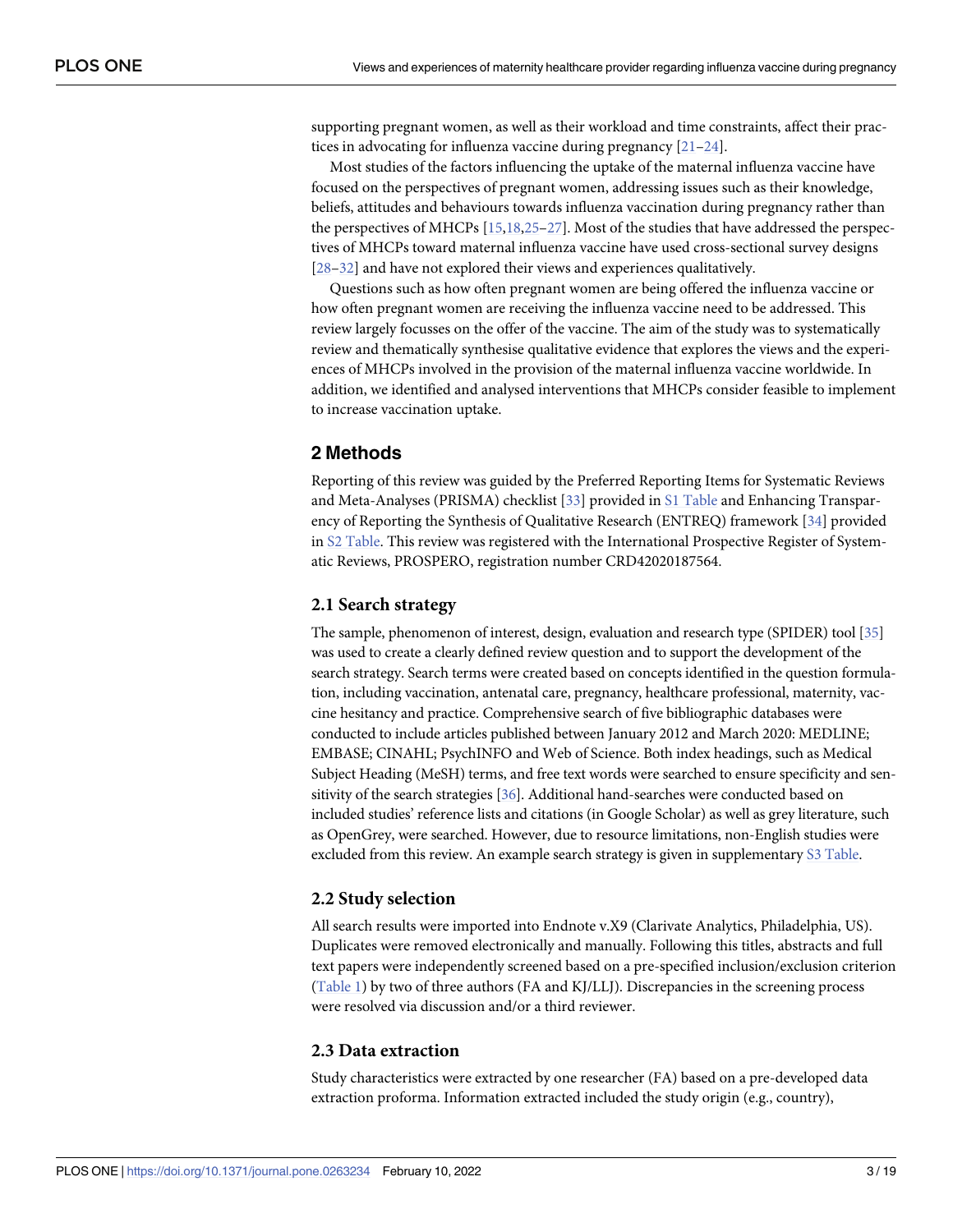supporting pregnant women, as well as their workload and time constraints, affect their practices in advocating for influenza vaccine during pregnancy [21–24].

Most studies of the factors influencing the uptake of the maternal influenza vaccine have focused on the perspectives of pregnant women, addressing issues such as their knowledge, beliefs, attitudes and behaviours towards influenza vaccination during pregnancy rather than the perspectives of MHCPs [15,18,25–27]. Most of the studies that have addressed the perspectives of MHCPs toward maternal influenza vaccine have used cross-sectional survey designs [28–32] and have not explored their views and experiences qualitatively.

Questions such as how often pregnant women are being offered the influenza vaccine or how often pregnant women are receiving the influenza vaccine need to be addressed. This review largely focusses on the offer of the vaccine. The aim of the study was to systematically review and thematically synthesise qualitative evidence that explores the views and the experiences of MHCPs involved in the provision of the maternal influenza vaccine worldwide. In addition, we identified and analysed interventions that MHCPs consider feasible to implement to increase vaccination uptake.

## 2 Methods

Reporting of this review was guided by the Preferred Reporting Items for Systematic Reviews and Meta-Analyses (PRISMA) checklist [33] provided in S1 Table and Enhancing Transparency of Reporting the Synthesis of Qualitative Research (ENTREQ) framework [34] provided in S2 Table. This review was registered with the International Prospective Register of Systematic Reviews, PROSPERO, registration number CRD42020187564.

### 2.1 Search strategy

The sample, phenomenon of interest, design, evaluation and research type (SPIDER) tool [35] was used to create a clearly defined review question and to support the development of the search strategy. Search terms were created based on concepts identified in the question formulation, including vaccination, antenatal care, pregnancy, healthcare professional, maternity, vaccine hesitancy and practice. Comprehensive search of five bibliographic databases were conducted to include articles published between January 2012 and March 2020: MEDLINE; EMBASE; CINAHL; PsychINFO and Web of Science. Both index headings, such as Medical Subject Heading (MeSH) terms, and free text words were searched to ensure specificity and sensitivity of the search strategies [36]. Additional hand-searches were conducted based on included studies' reference lists and citations (in Google Scholar) as well as grey literature, such as OpenGrey, were searched. However, due to resource limitations, non-English studies were excluded from this review. An example search strategy is given in supplementary S3 Table.

### 2.2 Study selection

All search results were imported into Endnote v.X9 (Clarivate Analytics, Philadelphia, US). Duplicates were removed electronically and manually. Following this titles, abstracts and full text papers were independently screened based on a pre-specified inclusion/exclusion criterion (Table 1) by two of three authors (FA and KJ/LLJ). Discrepancies in the screening process were resolved via discussion and/or a third reviewer.

### 2.3 Data extraction

Study characteristics were extracted by one researcher (FA) based on a pre-developed data extraction proforma. Information extracted included the study origin (e.g., country),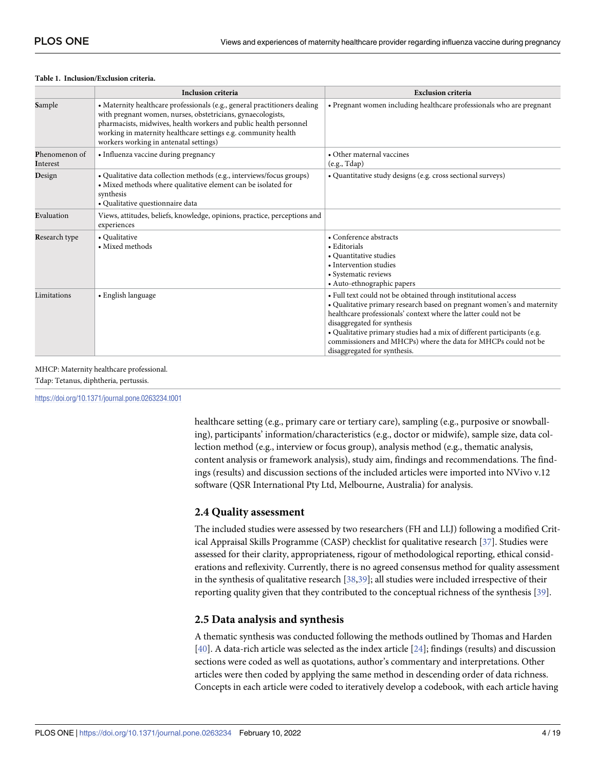**Table 1. Inclusion/Exclusion criteria.**

| | Inclusion criteria | Exclusion criteria |
|---|---|---|
| **S**ample | • Maternity healthcare professionals (e.g., general practitioners dealing with pregnant women, nurses, obstetricians, gynaecologists, pharmacists, midwives, health workers and public health personnel working in maternity healthcare settings e.g. community health workers working in antenatal settings) | • Pregnant women including healthcare professionals who are pregnant |
| **P**henomenon of **I**nterest | • Influenza vaccine during pregnancy | • Other maternal vaccines (e.g., Tdap) |
| **D**esign | • Qualitative data collection methods (e.g., interviews/focus groups)<br>• Mixed methods where qualitative element can be isolated for synthesis<br>• Qualitative questionnaire data | • Quantitative study designs (e.g. cross sectional surveys) |
| **E**valuation | Views, attitudes, beliefs, knowledge, opinions, practice, perceptions and experiences | |
| **R**esearch type | • Qualitative<br>• Mixed methods | • Conference abstracts<br>• Editorials<br>• Quantitative studies<br>• Intervention studies<br>• Systematic reviews<br>• Auto-ethnographic papers |
| Limitations | • English language | • Full text could not be obtained through institutional access<br>• Qualitative primary research based on pregnant women's and maternity healthcare professionals' context where the latter could not be disaggregated for synthesis<br>• Qualitative primary studies had a mix of different participants (e.g. commissioners and MHCPs) where the data for MHCPs could not be disaggregated for synthesis. |

MHCP: Maternity healthcare professional.
Tdap: Tetanus, diphtheria, pertussis.

https://doi.org/10.1371/journal.pone.0263234.t001

healthcare setting (e.g., primary care or tertiary care), sampling (e.g., purposive or snowballing), participants' information/characteristics (e.g., doctor or midwife), sample size, data collection method (e.g., interview or focus group), analysis method (e.g., thematic analysis, content analysis or framework analysis), study aim, findings and recommendations. The findings (results) and discussion sections of the included articles were imported into NVivo v.12 software (QSR International Pty Ltd, Melbourne, Australia) for analysis.

## 2.4 Quality assessment

The included studies were assessed by two researchers (FH and LLJ) following a modified Critical Appraisal Skills Programme (CASP) checklist for qualitative research [37]. Studies were assessed for their clarity, appropriateness, rigour of methodological reporting, ethical considerations and reflexivity. Currently, there is no agreed consensus method for quality assessment in the synthesis of qualitative research [38,39]; all studies were included irrespective of their reporting quality given that they contributed to the conceptual richness of the synthesis [39].

## 2.5 Data analysis and synthesis

A thematic synthesis was conducted following the methods outlined by Thomas and Harden [40]. A data-rich article was selected as the index article [24]; findings (results) and discussion sections were coded as well as quotations, author's commentary and interpretations. Other articles were then coded by applying the same method in descending order of data richness. Concepts in each article were coded to iteratively develop a codebook, with each article having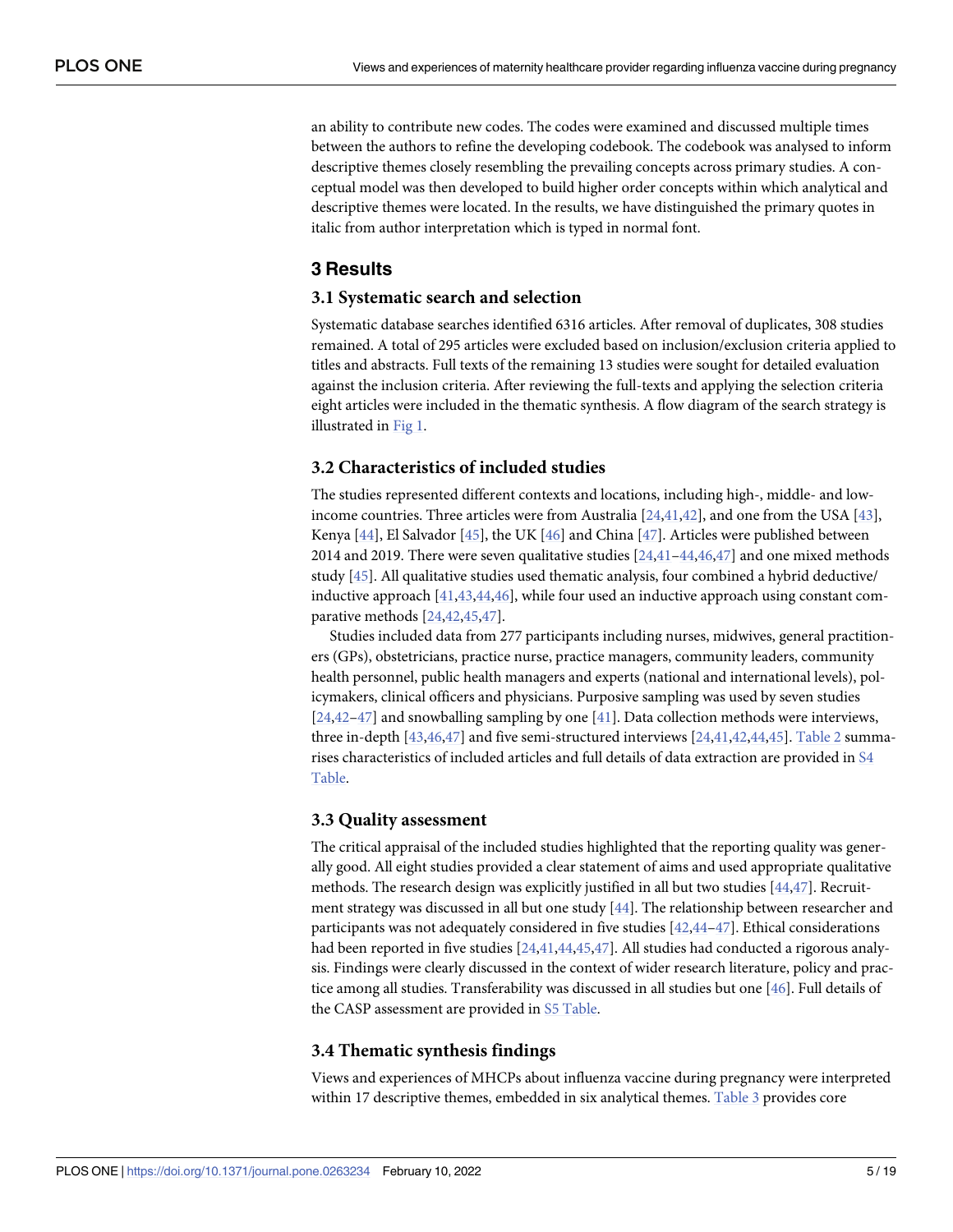an ability to contribute new codes. The codes were examined and discussed multiple times between the authors to refine the developing codebook. The codebook was analysed to inform descriptive themes closely resembling the prevailing concepts across primary studies. A conceptual model was then developed to build higher order concepts within which analytical and descriptive themes were located. In the results, we have distinguished the primary quotes in italic from author interpretation which is typed in normal font.

## 3 Results

### 3.1 Systematic search and selection

Systematic database searches identified 6316 articles. After removal of duplicates, 308 studies remained. A total of 295 articles were excluded based on inclusion/exclusion criteria applied to titles and abstracts. Full texts of the remaining 13 studies were sought for detailed evaluation against the inclusion criteria. After reviewing the full-texts and applying the selection criteria eight articles were included in the thematic synthesis. A flow diagram of the search strategy is illustrated in Fig 1.

### 3.2 Characteristics of included studies

The studies represented different contexts and locations, including high-, middle- and low-income countries. Three articles were from Australia [24,41,42], and one from the USA [43], Kenya [44], El Salvador [45], the UK [46] and China [47]. Articles were published between 2014 and 2019. There were seven qualitative studies [24,41–44,46,47] and one mixed methods study [45]. All qualitative studies used thematic analysis, four combined a hybrid deductive/inductive approach [41,43,44,46], while four used an inductive approach using constant comparative methods [24,42,45,47].

Studies included data from 277 participants including nurses, midwives, general practitioners (GPs), obstetricians, practice nurse, practice managers, community leaders, community health personnel, public health managers and experts (national and international levels), policymakers, clinical officers and physicians. Purposive sampling was used by seven studies [24,42–47] and snowballing sampling by one [41]. Data collection methods were interviews, three in-depth [43,46,47] and five semi-structured interviews [24,41,42,44,45]. Table 2 summarises characteristics of included articles and full details of data extraction are provided in S4 Table.

### 3.3 Quality assessment

The critical appraisal of the included studies highlighted that the reporting quality was generally good. All eight studies provided a clear statement of aims and used appropriate qualitative methods. The research design was explicitly justified in all but two studies [44,47]. Recruitment strategy was discussed in all but one study [44]. The relationship between researcher and participants was not adequately considered in five studies [42,44–47]. Ethical considerations had been reported in five studies [24,41,44,45,47]. All studies had conducted a rigorous analysis. Findings were clearly discussed in the context of wider research literature, policy and practice among all studies. Transferability was discussed in all studies but one [46]. Full details of the CASP assessment are provided in S5 Table.

### 3.4 Thematic synthesis findings

Views and experiences of MHCPs about influenza vaccine during pregnancy were interpreted within 17 descriptive themes, embedded in six analytical themes. Table 3 provides core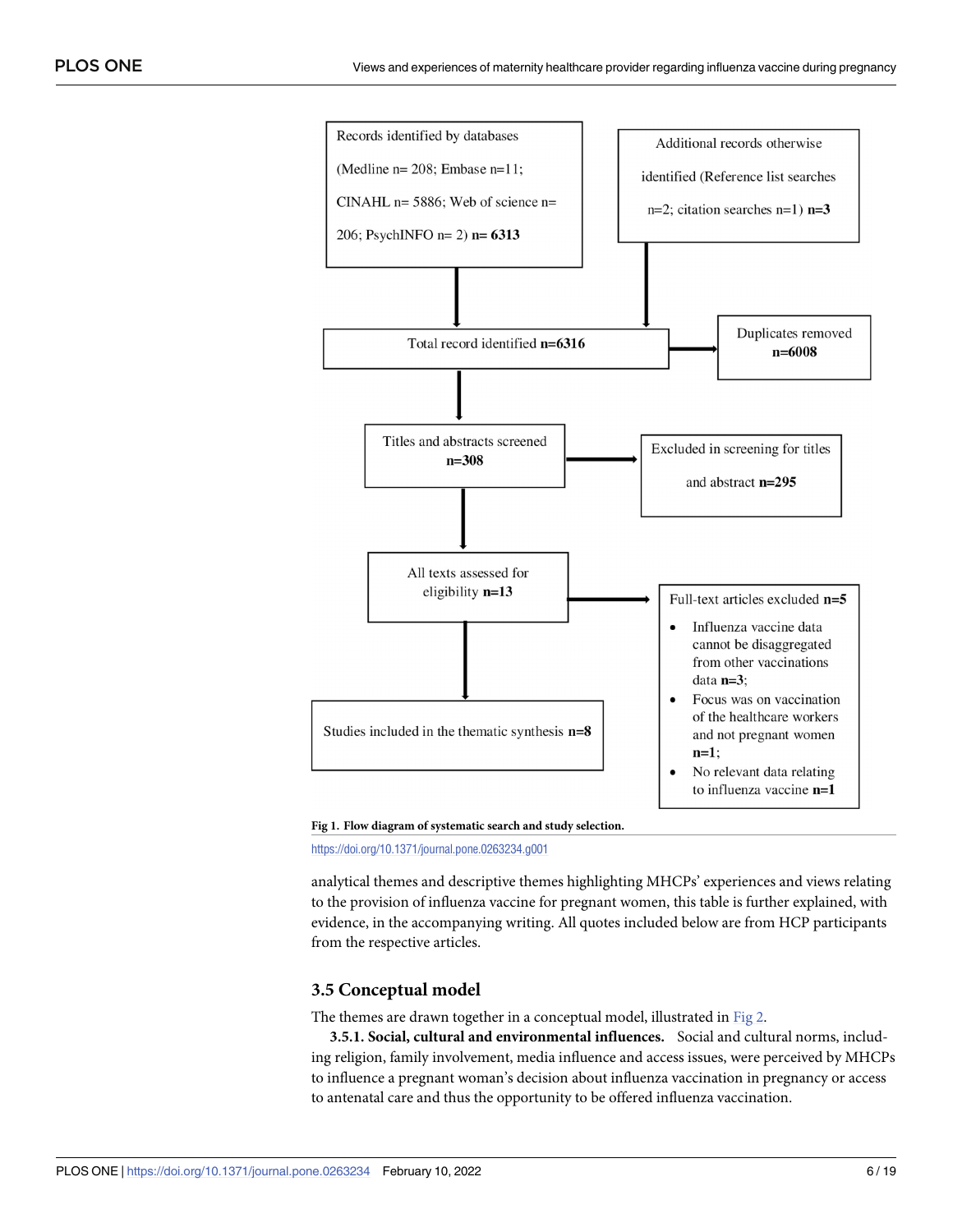Records identified by databases (Medline n= 208; Embase n=11; CINAHL n= 5886; Web of science n= 206; PsychINFO n= 2) **n= 6313**

Additional records otherwise identified (Reference list searches n=2; citation searches n=1) **n=3**

Total record identified **n=6316**

Duplicates removed **n=6008**

Titles and abstracts screened **n=308**

Excluded in screening for titles and abstract **n=295**

All texts assessed for eligibility **n=13**

Full-text articles excluded **n=5**

- Influenza vaccine data cannot be disaggregated from other vaccinations data **n=3**;
- Focus was on vaccination of the healthcare workers and not pregnant women **n=1**;
- No relevant data relating to influenza vaccine **n=1**

Studies included in the thematic synthesis **n=8**

**Fig 1. Flow diagram of systematic search and study selection.**

https://doi.org/10.1371/journal.pone.0263234.g001

analytical themes and descriptive themes highlighting MHCPs' experiences and views relating to the provision of influenza vaccine for pregnant women, this table is further explained, with evidence, in the accompanying writing. All quotes included below are from HCP participants from the respective articles.

## 3.5 Conceptual model

The themes are drawn together in a conceptual model, illustrated in Fig 2.

**3.5.1. Social, cultural and environmental influences.** Social and cultural norms, including religion, family involvement, media influence and access issues, were perceived by MHCPs to influence a pregnant woman's decision about influenza vaccination in pregnancy or access to antenatal care and thus the opportunity to be offered influenza vaccination.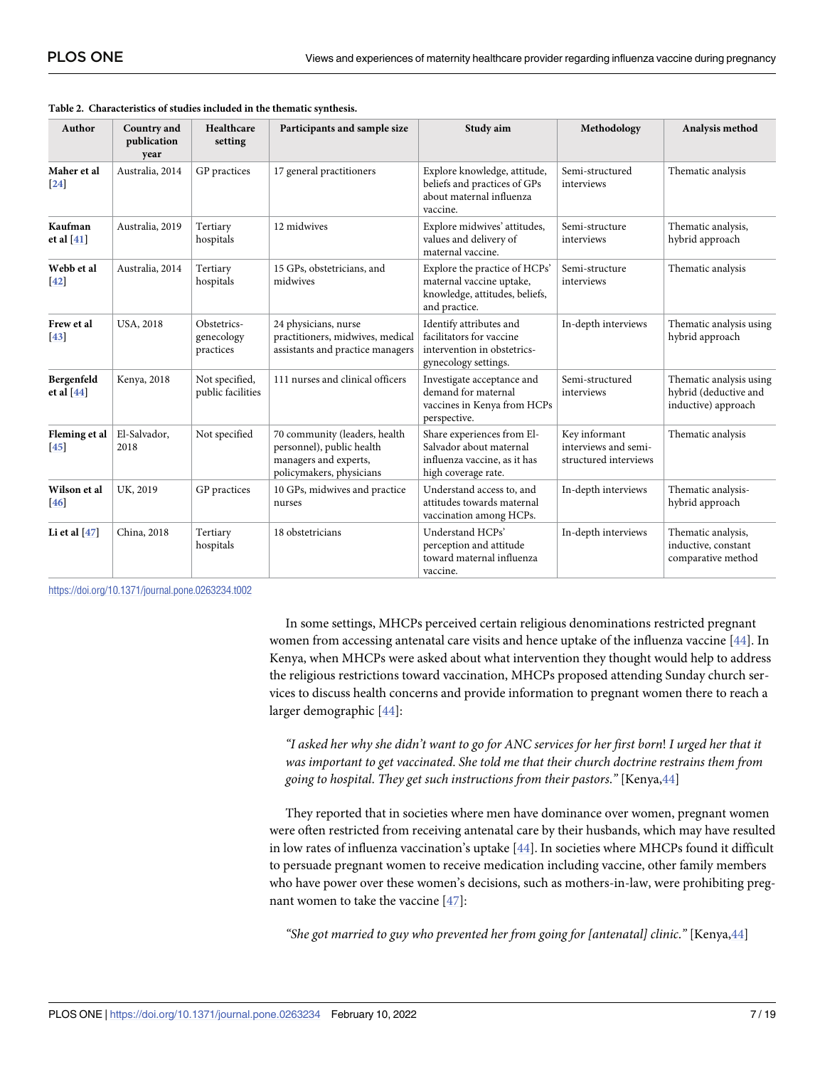**Table 2. Characteristics of studies included in the thematic synthesis.**

| Author | Country and publication year | Healthcare setting | Participants and sample size | Study aim | Methodology | Analysis method |
|---|---|---|---|---|---|---|
| **Maher et al** [24] | Australia, 2014 | GP practices | 17 general practitioners | Explore knowledge, attitude, beliefs and practices of GPs about maternal influenza vaccine. | Semi-structured interviews | Thematic analysis |
| **Kaufman et al** [41] | Australia, 2019 | Tertiary hospitals | 12 midwives | Explore midwives' attitudes, values and delivery of maternal vaccine. | Semi-structure interviews | Thematic analysis, hybrid approach |
| **Webb et al** [42] | Australia, 2014 | Tertiary hospitals | 15 GPs, obstetricians, and midwives | Explore the practice of HCPs' maternal vaccine uptake, knowledge, attitudes, beliefs, and practice. | Semi-structure interviews | Thematic analysis |
| **Frew et al** [43] | USA, 2018 | Obstetrics-genecology practices | 24 physicians, nurse practitioners, midwives, medical assistants and practice managers | Identify attributes and facilitators for vaccine intervention in obstetrics-gynecology settings. | In-depth interviews | Thematic analysis using hybrid approach |
| **Bergenfeld et al** [44] | Kenya, 2018 | Not specified, public facilities | 111 nurses and clinical officers | Investigate acceptance and demand for maternal vaccines in Kenya from HCPs perspective. | Semi-structured interviews | Thematic analysis using hybrid (deductive and inductive) approach |
| **Fleming et al** [45] | El-Salvador, 2018 | Not specified | 70 community (leaders, health personnel), public health managers and experts, policymakers, physicians | Share experiences from El-Salvador about maternal influenza vaccine, as it has high coverage rate. | Key informant interviews and semi-structured interviews | Thematic analysis |
| **Wilson et al** [46] | UK, 2019 | GP practices | 10 GPs, midwives and practice nurses | Understand access to, and attitudes towards maternal vaccination among HCPs. | In-depth interviews | Thematic analysis- hybrid approach |
| **Li et al** [47] | China, 2018 | Tertiary hospitals | 18 obstetricians | Understand HCPs' perception and attitude toward maternal influenza vaccine. | In-depth interviews | Thematic analysis, inductive, constant comparative method |

https://doi.org/10.1371/journal.pone.0263234.t002

In some settings, MHCPs perceived certain religious denominations restricted pregnant women from accessing antenatal care visits and hence uptake of the influenza vaccine [44]. In Kenya, when MHCPs were asked about what intervention they thought would help to address the religious restrictions toward vaccination, MHCPs proposed attending Sunday church services to discuss health concerns and provide information to pregnant women there to reach a larger demographic [44]:

> *"I asked her why she didn't want to go for ANC services for her first born! I urged her that it was important to get vaccinated. She told me that their church doctrine restrains them from going to hospital. They get such instructions from their pastors."* [Kenya,44]

They reported that in societies where men have dominance over women, pregnant women were often restricted from receiving antenatal care by their husbands, which may have resulted in low rates of influenza vaccination's uptake [44]. In societies where MHCPs found it difficult to persuade pregnant women to receive medication including vaccine, other family members who have power over these women's decisions, such as mothers-in-law, were prohibiting pregnant women to take the vaccine [47]:

> *"She got married to guy who prevented her from going for [antenatal] clinic."* [Kenya,44]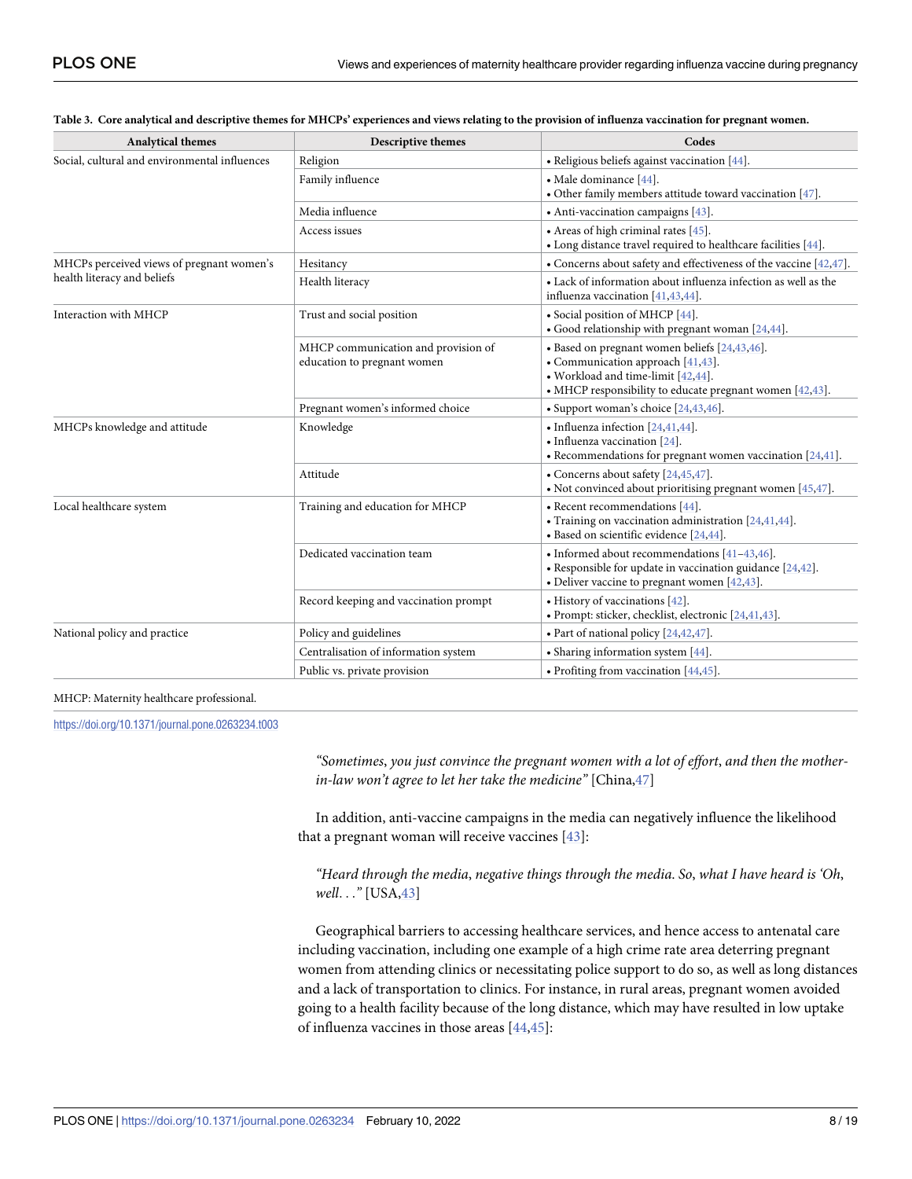**Table 3. Core analytical and descriptive themes for MHCPs' experiences and views relating to the provision of influenza vaccination for pregnant women.**

| Analytical themes | Descriptive themes | Codes |
|---|---|---|
| Social, cultural and environmental influences | Religion | • Religious beliefs against vaccination [44]. |
| | Family influence | • Male dominance [44].<br>• Other family members attitude toward vaccination [47]. |
| | Media influence | • Anti-vaccination campaigns [43]. |
| | Access issues | • Areas of high criminal rates [45].<br>• Long distance travel required to healthcare facilities [44]. |
| MHCPs perceived views of pregnant women's health literacy and beliefs | Hesitancy | • Concerns about safety and effectiveness of the vaccine [42,47]. |
| | Health literacy | • Lack of information about influenza infection as well as the influenza vaccination [41,43,44]. |
| Interaction with MHCP | Trust and social position | • Social position of MHCP [44].<br>• Good relationship with pregnant woman [24,44]. |
| | MHCP communication and provision of education to pregnant women | • Based on pregnant women beliefs [24,43,46].<br>• Communication approach [41,43].<br>• Workload and time-limit [42,44].<br>• MHCP responsibility to educate pregnant women [42,43]. |
| | Pregnant women's informed choice | • Support woman's choice [24,43,46]. |
| MHCPs knowledge and attitude | Knowledge | • Influenza infection [24,41,44].<br>• Influenza vaccination [24].<br>• Recommendations for pregnant women vaccination [24,41]. |
| | Attitude | • Concerns about safety [24,45,47].<br>• Not convinced about prioritising pregnant women [45,47]. |
| Local healthcare system | Training and education for MHCP | • Recent recommendations [44].<br>• Training on vaccination administration [24,41,44].<br>• Based on scientific evidence [24,44]. |
| | Dedicated vaccination team | • Informed about recommendations [41–43,46].<br>• Responsible for update in vaccination guidance [24,42].<br>• Deliver vaccine to pregnant women [42,43]. |
| | Record keeping and vaccination prompt | • History of vaccinations [42].<br>• Prompt: sticker, checklist, electronic [24,41,43]. |
| National policy and practice | Policy and guidelines | • Part of national policy [24,42,47]. |
| | Centralisation of information system | • Sharing information system [44]. |
| | Public vs. private provision | • Profiting from vaccination [44,45]. |

MHCP: Maternity healthcare professional.

https://doi.org/10.1371/journal.pone.0263234.t003

*"Sometimes, you just convince the pregnant women with a lot of effort, and then the mother-in-law won't agree to let her take the medicine"* [China,47]

In addition, anti-vaccine campaigns in the media can negatively influence the likelihood that a pregnant woman will receive vaccines [43]:

*"Heard through the media, negative things through the media. So, what I have heard is 'Oh, well. . ."* [USA,43]

Geographical barriers to accessing healthcare services, and hence access to antenatal care including vaccination, including one example of a high crime rate area deterring pregnant women from attending clinics or necessitating police support to do so, as well as long distances and a lack of transportation to clinics. For instance, in rural areas, pregnant women avoided going to a health facility because of the long distance, which may have resulted in low uptake of influenza vaccines in those areas [44,45]: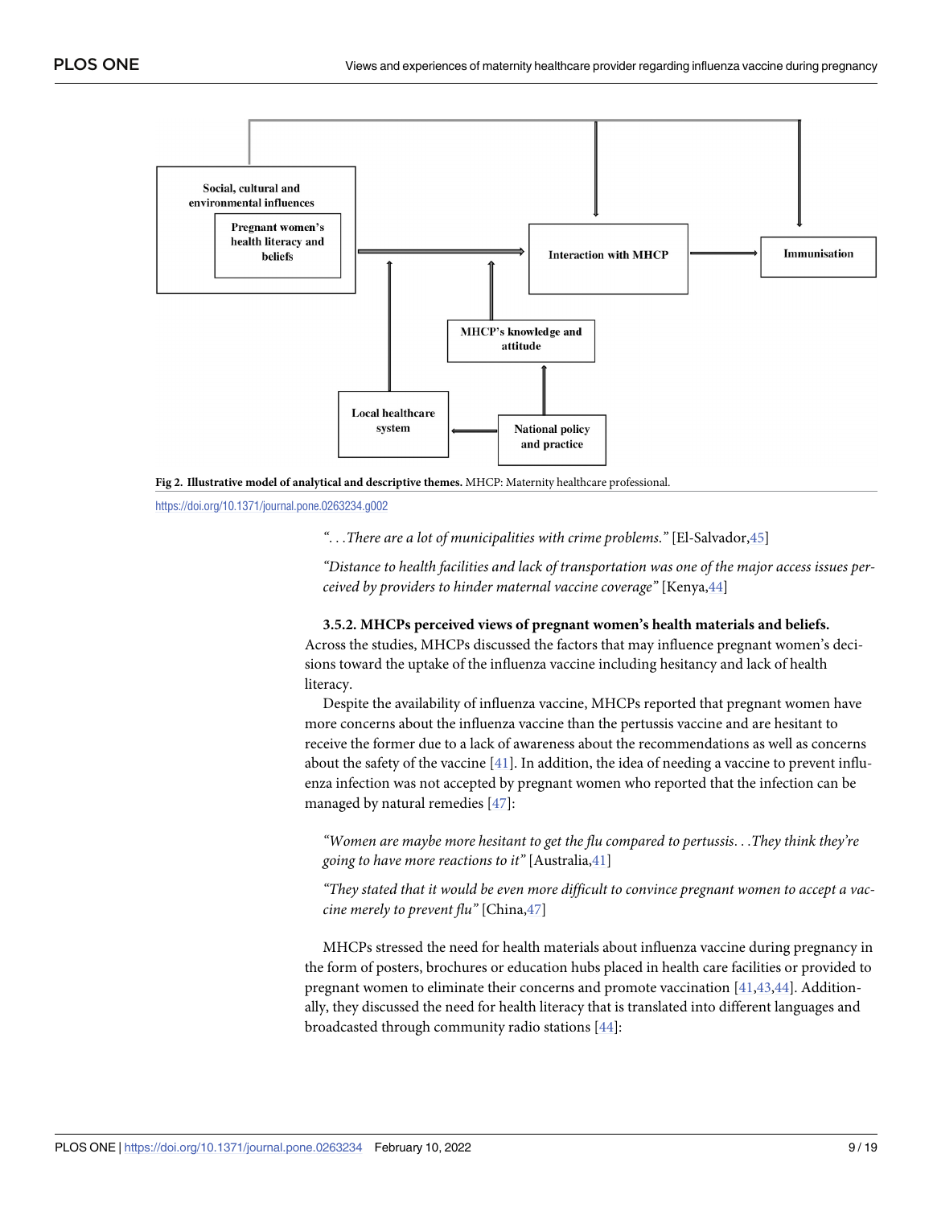Fig 2. Illustrative model of analytical and descriptive themes. MHCP: Maternity healthcare professional.

https://doi.org/10.1371/journal.pone.0263234.g002

*". . .There are a lot of municipalities with crime problems."* [El-Salvador,45]

*"Distance to health facilities and lack of transportation was one of the major access issues perceived by providers to hinder maternal vaccine coverage"* [Kenya,44]

### 3.5.2. MHCPs perceived views of pregnant women's health materials and beliefs.

Across the studies, MHCPs discussed the factors that may influence pregnant women's decisions toward the uptake of the influenza vaccine including hesitancy and lack of health literacy.

Despite the availability of influenza vaccine, MHCPs reported that pregnant women have more concerns about the influenza vaccine than the pertussis vaccine and are hesitant to receive the former due to a lack of awareness about the recommendations as well as concerns about the safety of the vaccine [41]. In addition, the idea of needing a vaccine to prevent influenza infection was not accepted by pregnant women who reported that the infection can be managed by natural remedies [47]:

*"Women are maybe more hesitant to get the flu compared to pertussis. . .They think they're going to have more reactions to it"* [Australia,41]

*"They stated that it would be even more difficult to convince pregnant women to accept a vaccine merely to prevent flu"* [China,47]

MHCPs stressed the need for health materials about influenza vaccine during pregnancy in the form of posters, brochures or education hubs placed in health care facilities or provided to pregnant women to eliminate their concerns and promote vaccination [41,43,44]. Additionally, they discussed the need for health literacy that is translated into different languages and broadcasted through community radio stations [44]: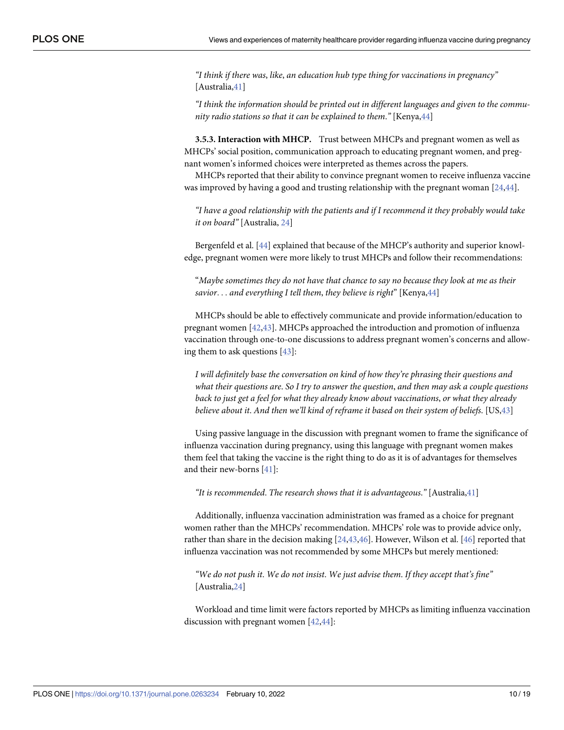*"I think if there was, like, an education hub type thing for vaccinations in pregnancy"* [Australia,41]

*"I think the information should be printed out in different languages and given to the community radio stations so that it can be explained to them."* [Kenya,44]

**3.5.3. Interaction with MHCP.** Trust between MHCPs and pregnant women as well as MHCPs' social position, communication approach to educating pregnant women, and pregnant women's informed choices were interpreted as themes across the papers.

MHCPs reported that their ability to convince pregnant women to receive influenza vaccine was improved by having a good and trusting relationship with the pregnant woman [24,44].

*"I have a good relationship with the patients and if I recommend it they probably would take it on board"* [Australia, 24]

Bergenfeld et al. [44] explained that because of the MHCP's authority and superior knowledge, pregnant women were more likely to trust MHCPs and follow their recommendations:

"*Maybe sometimes they do not have that chance to say no because they look at me as their savior. . . and everything I tell them, they believe is right*" [Kenya,44]

MHCPs should be able to effectively communicate and provide information/education to pregnant women [42,43]. MHCPs approached the introduction and promotion of influenza vaccination through one-to-one discussions to address pregnant women's concerns and allowing them to ask questions [43]:

*I will definitely base the conversation on kind of how they're phrasing their questions and what their questions are. So I try to answer the question, and then may ask a couple questions back to just get a feel for what they already know about vaccinations, or what they already believe about it. And then we'll kind of reframe it based on their system of beliefs.* [US,43]

Using passive language in the discussion with pregnant women to frame the significance of influenza vaccination during pregnancy, using this language with pregnant women makes them feel that taking the vaccine is the right thing to do as it is of advantages for themselves and their new-borns [41]:

*"It is recommended. The research shows that it is advantageous."* [Australia,41]

Additionally, influenza vaccination administration was framed as a choice for pregnant women rather than the MHCPs' recommendation. MHCPs' role was to provide advice only, rather than share in the decision making [24,43,46]. However, Wilson et al. [46] reported that influenza vaccination was not recommended by some MHCPs but merely mentioned:

*"We do not push it. We do not insist. We just advise them. If they accept that's fine"* [Australia,24]

Workload and time limit were factors reported by MHCPs as limiting influenza vaccination discussion with pregnant women [42,44]: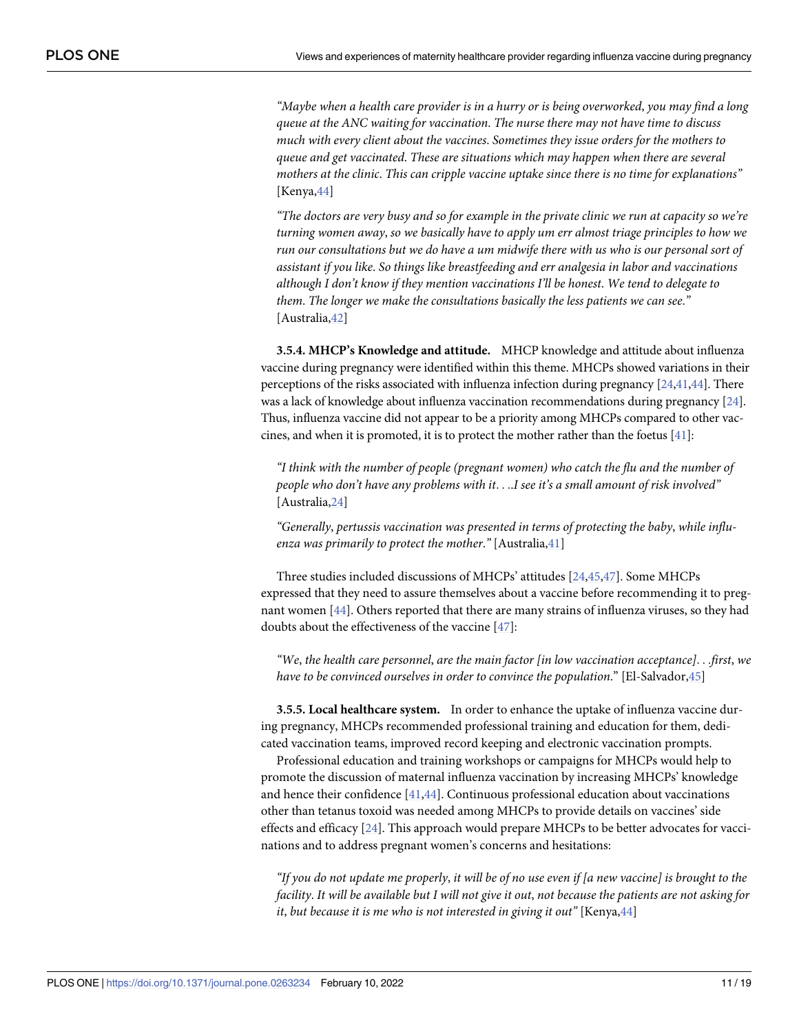*"Maybe when a health care provider is in a hurry or is being overworked, you may find a long queue at the ANC waiting for vaccination. The nurse there may not have time to discuss much with every client about the vaccines. Sometimes they issue orders for the mothers to queue and get vaccinated. These are situations which may happen when there are several mothers at the clinic. This can cripple vaccine uptake since there is no time for explanations"* [Kenya,44]

*"The doctors are very busy and so for example in the private clinic we run at capacity so we're turning women away, so we basically have to apply um err almost triage principles to how we run our consultations but we do have a um midwife there with us who is our personal sort of assistant if you like. So things like breastfeeding and err analgesia in labor and vaccinations although I don't know if they mention vaccinations I'll be honest. We tend to delegate to them. The longer we make the consultations basically the less patients we can see."* [Australia,42]

#### 3.5.4. MHCP's Knowledge and attitude.

MHCP knowledge and attitude about influenza vaccine during pregnancy were identified within this theme. MHCPs showed variations in their perceptions of the risks associated with influenza infection during pregnancy [24,41,44]. There was a lack of knowledge about influenza vaccination recommendations during pregnancy [24]. Thus, influenza vaccine did not appear to be a priority among MHCPs compared to other vaccines, and when it is promoted, it is to protect the mother rather than the foetus [41]:

*"I think with the number of people (pregnant women) who catch the flu and the number of people who don't have any problems with it. . ..I see it's a small amount of risk involved"* [Australia,24]

*"Generally, pertussis vaccination was presented in terms of protecting the baby, while influenza was primarily to protect the mother."* [Australia,41]

Three studies included discussions of MHCPs' attitudes [24,45,47]. Some MHCPs expressed that they need to assure themselves about a vaccine before recommending it to pregnant women [44]. Others reported that there are many strains of influenza viruses, so they had doubts about the effectiveness of the vaccine [47]:

*"We, the health care personnel, are the main factor [in low vaccination acceptance]. . .first, we have to be convinced ourselves in order to convince the population."* [El-Salvador,45]

#### 3.5.5. Local healthcare system.

In order to enhance the uptake of influenza vaccine during pregnancy, MHCPs recommended professional training and education for them, dedicated vaccination teams, improved record keeping and electronic vaccination prompts.

Professional education and training workshops or campaigns for MHCPs would help to promote the discussion of maternal influenza vaccination by increasing MHCPs' knowledge and hence their confidence [41,44]. Continuous professional education about vaccinations other than tetanus toxoid was needed among MHCPs to provide details on vaccines' side effects and efficacy [24]. This approach would prepare MHCPs to be better advocates for vaccinations and to address pregnant women's concerns and hesitations:

*"If you do not update me properly, it will be of no use even if [a new vaccine] is brought to the facility. It will be available but I will not give it out, not because the patients are not asking for it, but because it is me who is not interested in giving it out"* [Kenya,44]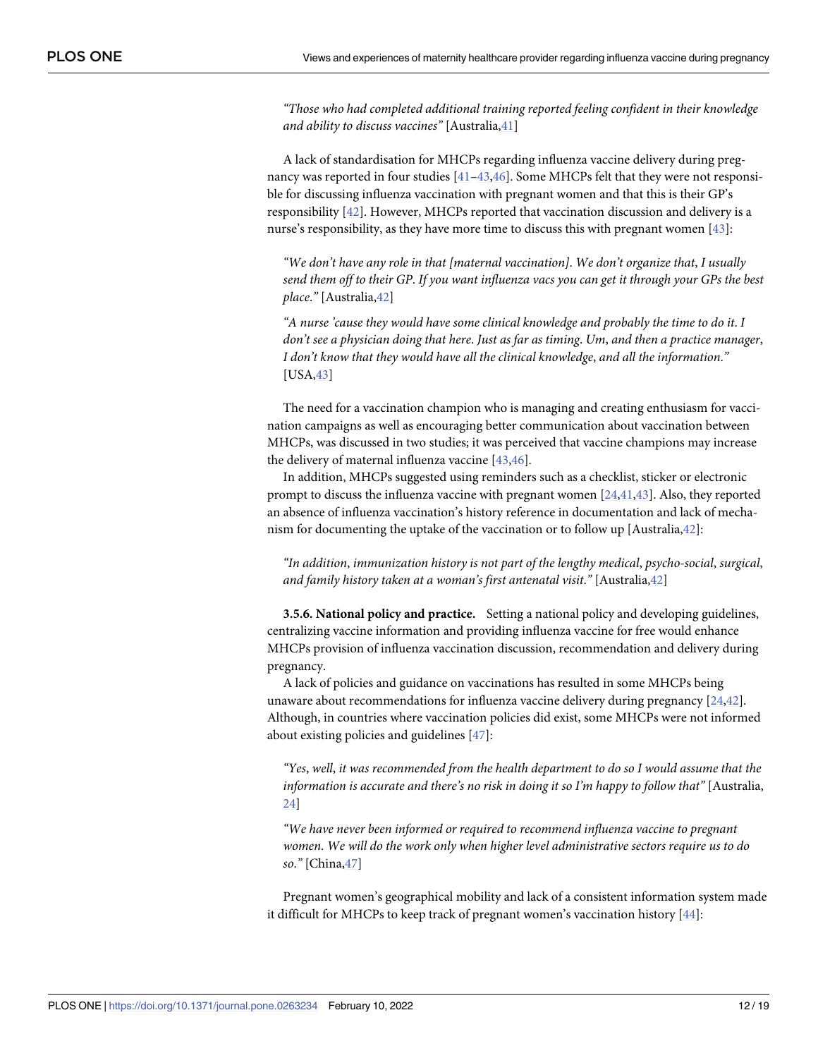*"Those who had completed additional training reported feeling confident in their knowledge and ability to discuss vaccines"* [Australia,41]

A lack of standardisation for MHCPs regarding influenza vaccine delivery during pregnancy was reported in four studies [41–43,46]. Some MHCPs felt that they were not responsible for discussing influenza vaccination with pregnant women and that this is their GP's responsibility [42]. However, MHCPs reported that vaccination discussion and delivery is a nurse's responsibility, as they have more time to discuss this with pregnant women [43]:

*"We don't have any role in that [maternal vaccination]. We don't organize that, I usually send them off to their GP. If you want influenza vacs you can get it through your GPs the best place."* [Australia,42]

*"A nurse 'cause they would have some clinical knowledge and probably the time to do it. I don't see a physician doing that here. Just as far as timing. Um, and then a practice manager, I don't know that they would have all the clinical knowledge, and all the information."* [USA,43]

The need for a vaccination champion who is managing and creating enthusiasm for vaccination campaigns as well as encouraging better communication about vaccination between MHCPs, was discussed in two studies; it was perceived that vaccine champions may increase the delivery of maternal influenza vaccine [43,46].

In addition, MHCPs suggested using reminders such as a checklist, sticker or electronic prompt to discuss the influenza vaccine with pregnant women [24,41,43]. Also, they reported an absence of influenza vaccination's history reference in documentation and lack of mechanism for documenting the uptake of the vaccination or to follow up [Australia,42]:

*"In addition, immunization history is not part of the lengthy medical, psycho-social, surgical, and family history taken at a woman's first antenatal visit."* [Australia,42]

#### 3.5.6. National policy and practice.

Setting a national policy and developing guidelines, centralizing vaccine information and providing influenza vaccine for free would enhance MHCPs provision of influenza vaccination discussion, recommendation and delivery during pregnancy.

A lack of policies and guidance on vaccinations has resulted in some MHCPs being unaware about recommendations for influenza vaccine delivery during pregnancy [24,42]. Although, in countries where vaccination policies did exist, some MHCPs were not informed about existing policies and guidelines [47]:

*"Yes, well, it was recommended from the health department to do so I would assume that the information is accurate and there's no risk in doing it so I'm happy to follow that"* [Australia, 24]

*"We have never been informed or required to recommend influenza vaccine to pregnant women. We will do the work only when higher level administrative sectors require us to do so."* [China,47]

Pregnant women's geographical mobility and lack of a consistent information system made it difficult for MHCPs to keep track of pregnant women's vaccination history [44]: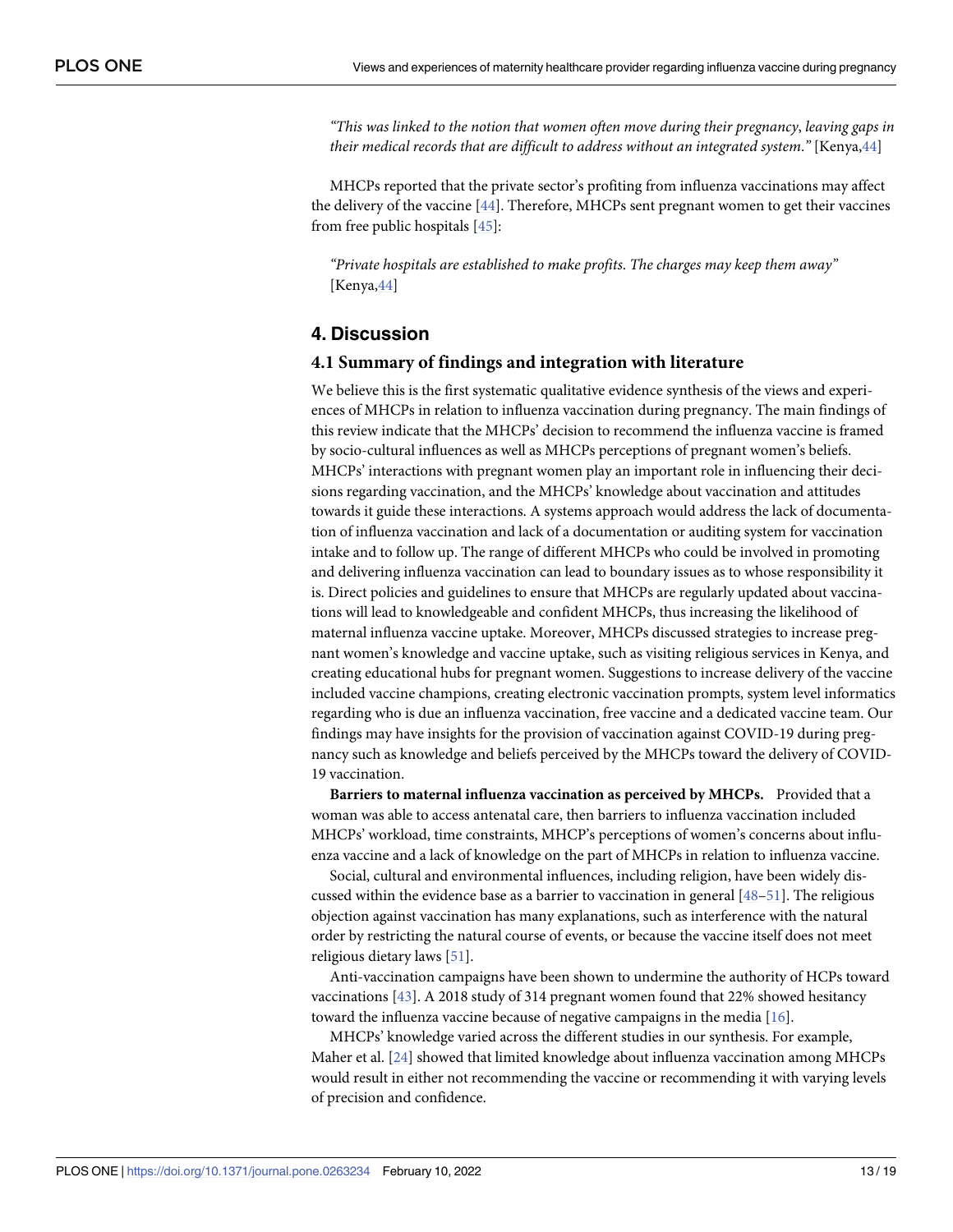*"This was linked to the notion that women often move during their pregnancy, leaving gaps in their medical records that are difficult to address without an integrated system."* [Kenya,44]

MHCPs reported that the private sector's profiting from influenza vaccinations may affect the delivery of the vaccine [44]. Therefore, MHCPs sent pregnant women to get their vaccines from free public hospitals [45]:

*"Private hospitals are established to make profits. The charges may keep them away"* [Kenya,44]

## 4. Discussion

### 4.1 Summary of findings and integration with literature

We believe this is the first systematic qualitative evidence synthesis of the views and experiences of MHCPs in relation to influenza vaccination during pregnancy. The main findings of this review indicate that the MHCPs' decision to recommend the influenza vaccine is framed by socio-cultural influences as well as MHCPs perceptions of pregnant women's beliefs. MHCPs' interactions with pregnant women play an important role in influencing their decisions regarding vaccination, and the MHCPs' knowledge about vaccination and attitudes towards it guide these interactions. A systems approach would address the lack of documentation of influenza vaccination and lack of a documentation or auditing system for vaccination intake and to follow up. The range of different MHCPs who could be involved in promoting and delivering influenza vaccination can lead to boundary issues as to whose responsibility it is. Direct policies and guidelines to ensure that MHCPs are regularly updated about vaccinations will lead to knowledgeable and confident MHCPs, thus increasing the likelihood of maternal influenza vaccine uptake. Moreover, MHCPs discussed strategies to increase pregnant women's knowledge and vaccine uptake, such as visiting religious services in Kenya, and creating educational hubs for pregnant women. Suggestions to increase delivery of the vaccine included vaccine champions, creating electronic vaccination prompts, system level informatics regarding who is due an influenza vaccination, free vaccine and a dedicated vaccine team. Our findings may have insights for the provision of vaccination against COVID-19 during pregnancy such as knowledge and beliefs perceived by the MHCPs toward the delivery of COVID-19 vaccination.

**Barriers to maternal influenza vaccination as perceived by MHCPs.** Provided that a woman was able to access antenatal care, then barriers to influenza vaccination included MHCPs' workload, time constraints, MHCP's perceptions of women's concerns about influenza vaccine and a lack of knowledge on the part of MHCPs in relation to influenza vaccine.

Social, cultural and environmental influences, including religion, have been widely discussed within the evidence base as a barrier to vaccination in general [48–51]. The religious objection against vaccination has many explanations, such as interference with the natural order by restricting the natural course of events, or because the vaccine itself does not meet religious dietary laws [51].

Anti-vaccination campaigns have been shown to undermine the authority of HCPs toward vaccinations [43]. A 2018 study of 314 pregnant women found that 22% showed hesitancy toward the influenza vaccine because of negative campaigns in the media [16].

MHCPs' knowledge varied across the different studies in our synthesis. For example, Maher et al. [24] showed that limited knowledge about influenza vaccination among MHCPs would result in either not recommending the vaccine or recommending it with varying levels of precision and confidence.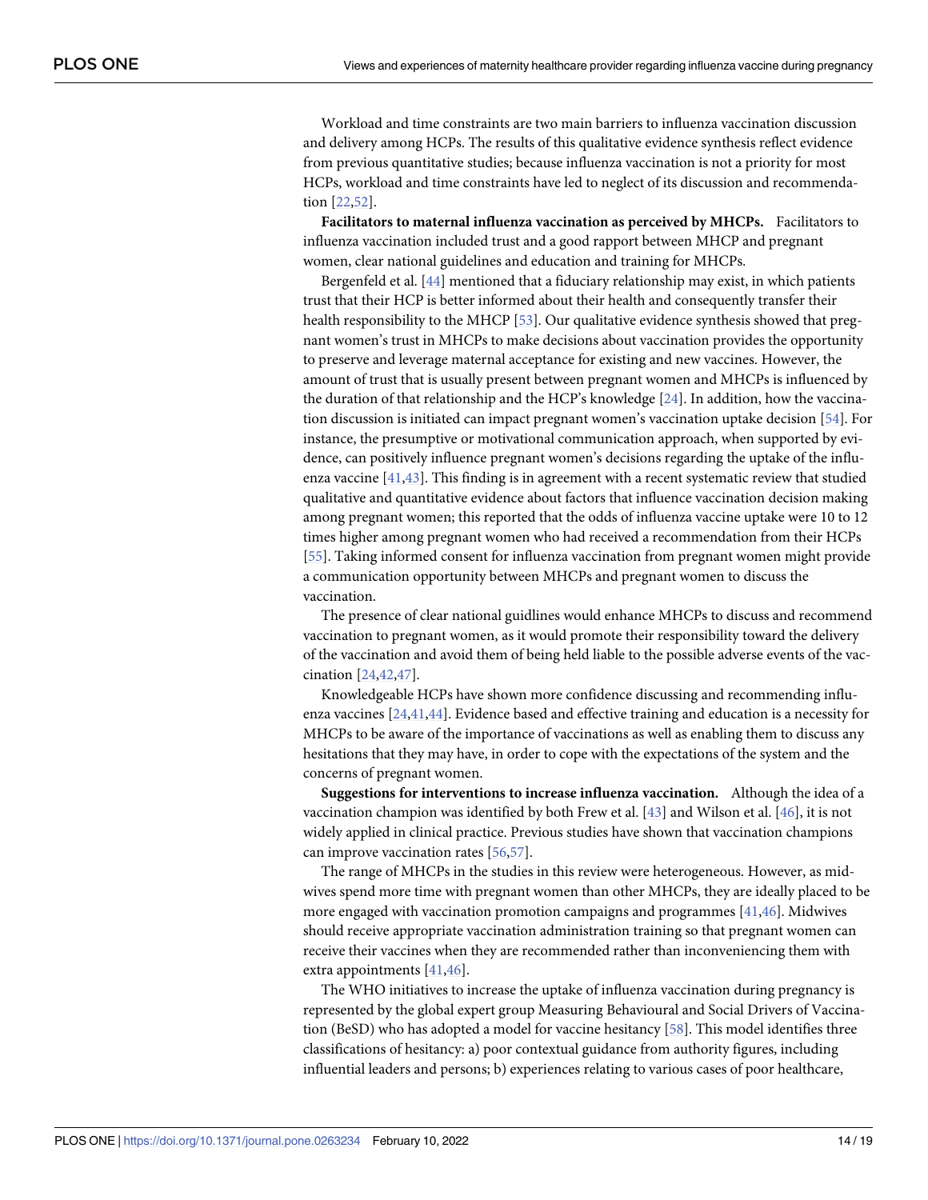Workload and time constraints are two main barriers to influenza vaccination discussion and delivery among HCPs. The results of this qualitative evidence synthesis reflect evidence from previous quantitative studies; because influenza vaccination is not a priority for most HCPs, workload and time constraints have led to neglect of its discussion and recommendation [22,52].

**Facilitators to maternal influenza vaccination as perceived by MHCPs.** Facilitators to influenza vaccination included trust and a good rapport between MHCP and pregnant women, clear national guidelines and education and training for MHCPs.

Bergenfeld et al. [44] mentioned that a fiduciary relationship may exist, in which patients trust that their HCP is better informed about their health and consequently transfer their health responsibility to the MHCP [53]. Our qualitative evidence synthesis showed that pregnant women's trust in MHCPs to make decisions about vaccination provides the opportunity to preserve and leverage maternal acceptance for existing and new vaccines. However, the amount of trust that is usually present between pregnant women and MHCPs is influenced by the duration of that relationship and the HCP's knowledge [24]. In addition, how the vaccination discussion is initiated can impact pregnant women's vaccination uptake decision [54]. For instance, the presumptive or motivational communication approach, when supported by evidence, can positively influence pregnant women's decisions regarding the uptake of the influenza vaccine [41,43]. This finding is in agreement with a recent systematic review that studied qualitative and quantitative evidence about factors that influence vaccination decision making among pregnant women; this reported that the odds of influenza vaccine uptake were 10 to 12 times higher among pregnant women who had received a recommendation from their HCPs [55]. Taking informed consent for influenza vaccination from pregnant women might provide a communication opportunity between MHCPs and pregnant women to discuss the vaccination.

The presence of clear national guidlines would enhance MHCPs to discuss and recommend vaccination to pregnant women, as it would promote their responsibility toward the delivery of the vaccination and avoid them of being held liable to the possible adverse events of the vaccination [24,42,47].

Knowledgeable HCPs have shown more confidence discussing and recommending influenza vaccines [24,41,44]. Evidence based and effective training and education is a necessity for MHCPs to be aware of the importance of vaccinations as well as enabling them to discuss any hesitations that they may have, in order to cope with the expectations of the system and the concerns of pregnant women.

**Suggestions for interventions to increase influenza vaccination.** Although the idea of a vaccination champion was identified by both Frew et al. [43] and Wilson et al. [46], it is not widely applied in clinical practice. Previous studies have shown that vaccination champions can improve vaccination rates [56,57].

The range of MHCPs in the studies in this review were heterogeneous. However, as midwives spend more time with pregnant women than other MHCPs, they are ideally placed to be more engaged with vaccination promotion campaigns and programmes [41,46]. Midwives should receive appropriate vaccination administration training so that pregnant women can receive their vaccines when they are recommended rather than inconveniencing them with extra appointments [41,46].

The WHO initiatives to increase the uptake of influenza vaccination during pregnancy is represented by the global expert group Measuring Behavioural and Social Drivers of Vaccination (BeSD) who has adopted a model for vaccine hesitancy [58]. This model identifies three classifications of hesitancy: a) poor contextual guidance from authority figures, including influential leaders and persons; b) experiences relating to various cases of poor healthcare,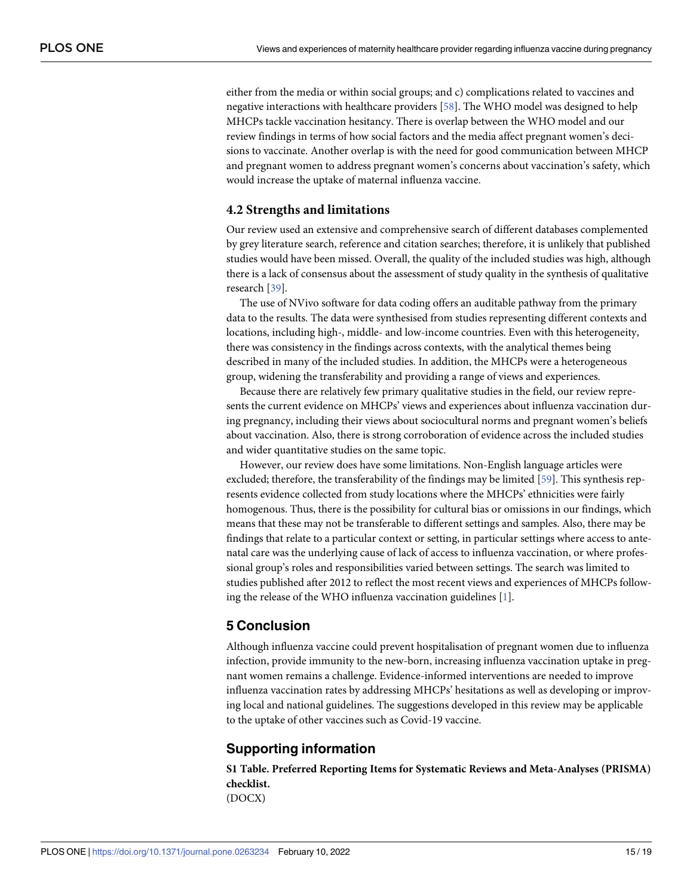either from the media or within social groups; and c) complications related to vaccines and negative interactions with healthcare providers [58]. The WHO model was designed to help MHCPs tackle vaccination hesitancy. There is overlap between the WHO model and our review findings in terms of how social factors and the media affect pregnant women's decisions to vaccinate. Another overlap is with the need for good communication between MHCP and pregnant women to address pregnant women's concerns about vaccination's safety, which would increase the uptake of maternal influenza vaccine.

### 4.2 Strengths and limitations

Our review used an extensive and comprehensive search of different databases complemented by grey literature search, reference and citation searches; therefore, it is unlikely that published studies would have been missed. Overall, the quality of the included studies was high, although there is a lack of consensus about the assessment of study quality in the synthesis of qualitative research [39].

The use of NVivo software for data coding offers an auditable pathway from the primary data to the results. The data were synthesised from studies representing different contexts and locations, including high-, middle- and low-income countries. Even with this heterogeneity, there was consistency in the findings across contexts, with the analytical themes being described in many of the included studies. In addition, the MHCPs were a heterogeneous group, widening the transferability and providing a range of views and experiences.

Because there are relatively few primary qualitative studies in the field, our review represents the current evidence on MHCPs' views and experiences about influenza vaccination during pregnancy, including their views about sociocultural norms and pregnant women's beliefs about vaccination. Also, there is strong corroboration of evidence across the included studies and wider quantitative studies on the same topic.

However, our review does have some limitations. Non-English language articles were excluded; therefore, the transferability of the findings may be limited [59]. This synthesis represents evidence collected from study locations where the MHCPs' ethnicities were fairly homogenous. Thus, there is the possibility for cultural bias or omissions in our findings, which means that these may not be transferable to different settings and samples. Also, there may be findings that relate to a particular context or setting, in particular settings where access to antenatal care was the underlying cause of lack of access to influenza vaccination, or where professional group's roles and responsibilities varied between settings. The search was limited to studies published after 2012 to reflect the most recent views and experiences of MHCPs following the release of the WHO influenza vaccination guidelines [1].

## 5 Conclusion

Although influenza vaccine could prevent hospitalisation of pregnant women due to influenza infection, provide immunity to the new-born, increasing influenza vaccination uptake in pregnant women remains a challenge. Evidence-informed interventions are needed to improve influenza vaccination rates by addressing MHCPs' hesitations as well as developing or improving local and national guidelines. The suggestions developed in this review may be applicable to the uptake of other vaccines such as Covid-19 vaccine.

## Supporting information

**S1 Table. Preferred Reporting Items for Systematic Reviews and Meta-Analyses (PRISMA) checklist.**
(DOCX)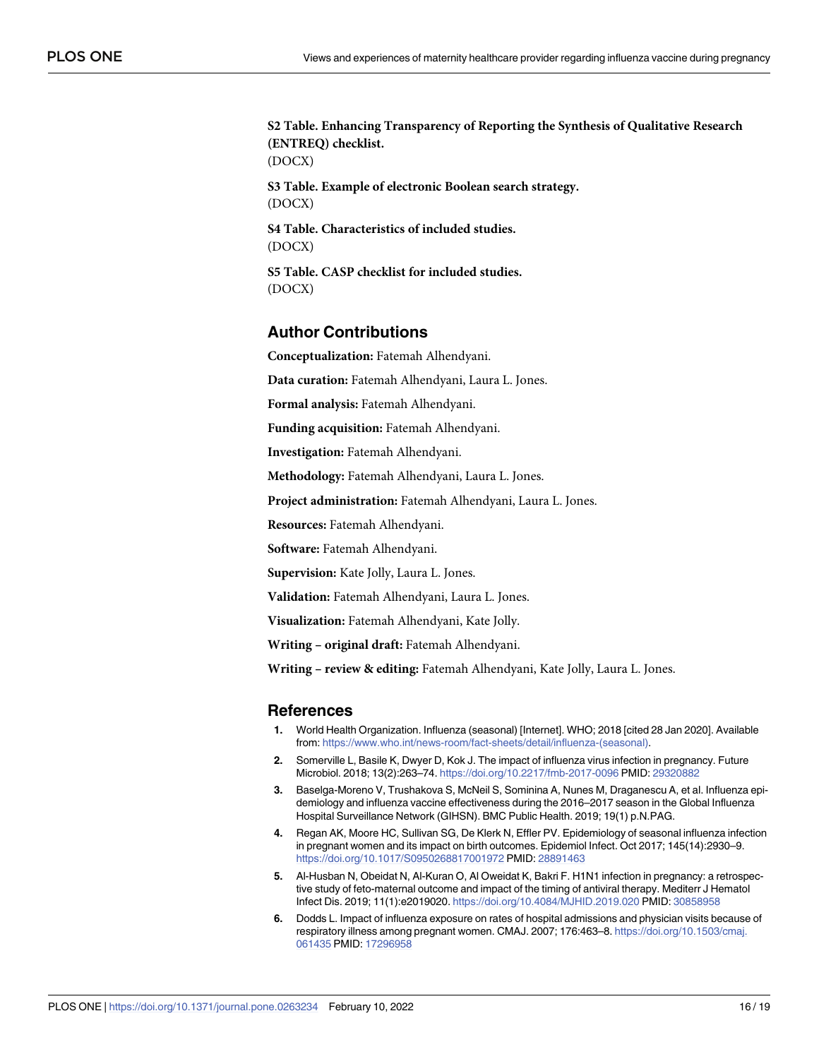**S2 Table. Enhancing Transparency of Reporting the Synthesis of Qualitative Research (ENTREQ) checklist.**
(DOCX)

**S3 Table. Example of electronic Boolean search strategy.**
(DOCX)

**S4 Table. Characteristics of included studies.**
(DOCX)

**S5 Table. CASP checklist for included studies.**
(DOCX)

## Author Contributions

**Conceptualization:** Fatemah Alhendyani.

**Data curation:** Fatemah Alhendyani, Laura L. Jones.

**Formal analysis:** Fatemah Alhendyani.

**Funding acquisition:** Fatemah Alhendyani.

**Investigation:** Fatemah Alhendyani.

**Methodology:** Fatemah Alhendyani, Laura L. Jones.

**Project administration:** Fatemah Alhendyani, Laura L. Jones.

**Resources:** Fatemah Alhendyani.

**Software:** Fatemah Alhendyani.

**Supervision:** Kate Jolly, Laura L. Jones.

**Validation:** Fatemah Alhendyani, Laura L. Jones.

**Visualization:** Fatemah Alhendyani, Kate Jolly.

**Writing – original draft:** Fatemah Alhendyani.

**Writing – review & editing:** Fatemah Alhendyani, Kate Jolly, Laura L. Jones.

## References

1. World Health Organization. Influenza (seasonal) [Internet]. WHO; 2018 [cited 28 Jan 2020]. Available from: https://www.who.int/news-room/fact-sheets/detail/influenza-(seasonal).
2. Somerville L, Basile K, Dwyer D, Kok J. The impact of influenza virus infection in pregnancy. Future Microbiol. 2018; 13(2):263–74. https://doi.org/10.2217/fmb-2017-0096 PMID: 29320882
3. Baselga-Moreno V, Trushakova S, McNeil S, Sominina A, Nunes M, Draganescu A, et al. Influenza epidemiology and influenza vaccine effectiveness during the 2016–2017 season in the Global Influenza Hospital Surveillance Network (GIHSN). BMC Public Health. 2019; 19(1) p.N.PAG.
4. Regan AK, Moore HC, Sullivan SG, De Klerk N, Effler PV. Epidemiology of seasonal influenza infection in pregnant women and its impact on birth outcomes. Epidemiol Infect. Oct 2017; 145(14):2930–9. https://doi.org/10.1017/S0950268817001972 PMID: 28891463
5. Al-Husban N, Obeidat N, Al-Kuran O, Al Oweidat K, Bakri F. H1N1 infection in pregnancy: a retrospective study of feto-maternal outcome and impact of the timing of antiviral therapy. Mediterr J Hematol Infect Dis. 2019; 11(1):e2019020. https://doi.org/10.4084/MJHID.2019.020 PMID: 30858958
6. Dodds L. Impact of influenza exposure on rates of hospital admissions and physician visits because of respiratory illness among pregnant women. CMAJ. 2007; 176:463–8. https://doi.org/10.1503/cmaj.061435 PMID: 17296958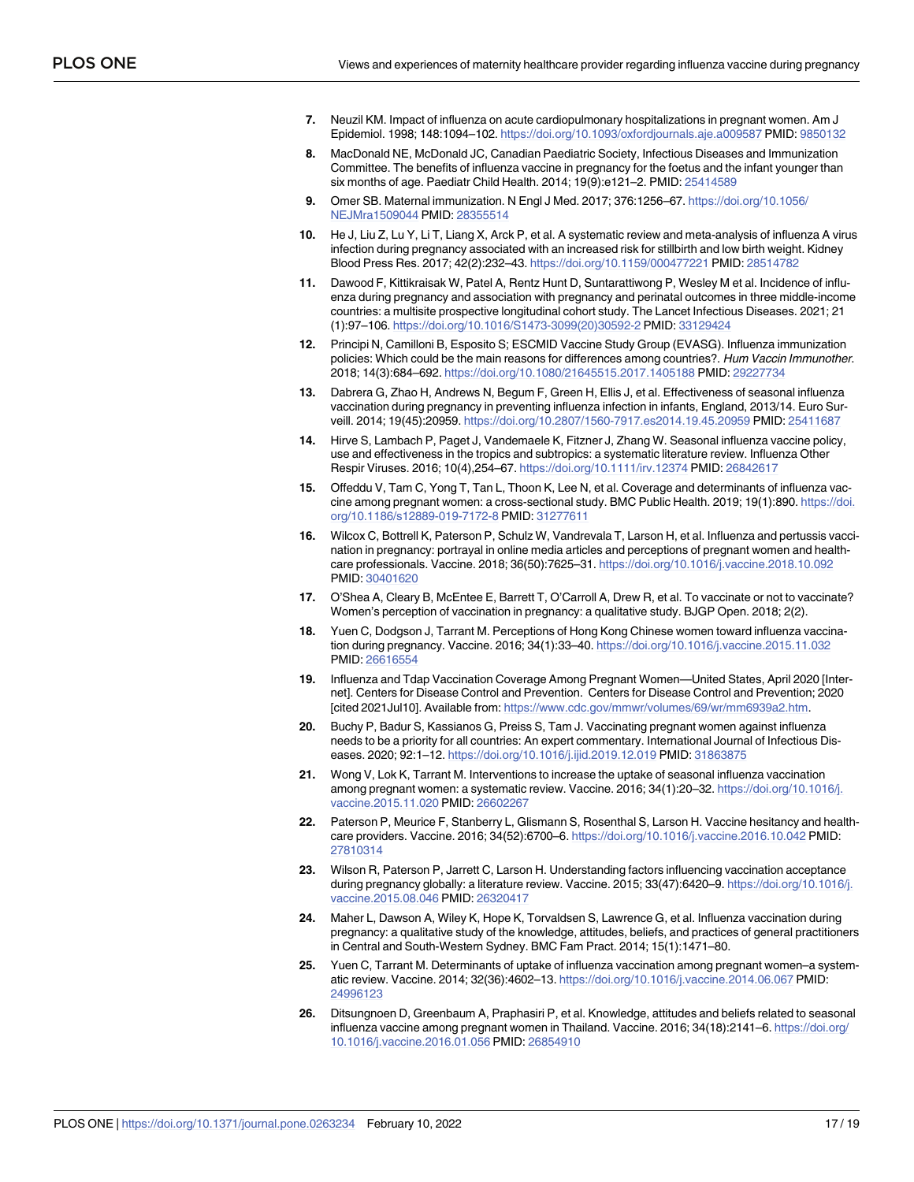7. Neuzil KM. Impact of influenza on acute cardiopulmonary hospitalizations in pregnant women. Am J Epidemiol. 1998; 148:1094–102. https://doi.org/10.1093/oxfordjournals.aje.a009587 PMID: 9850132

8. MacDonald NE, McDonald JC, Canadian Paediatric Society, Infectious Diseases and Immunization Committee. The benefits of influenza vaccine in pregnancy for the foetus and the infant younger than six months of age. Paediatr Child Health. 2014; 19(9):e121–2. PMID: 25414589

9. Omer SB. Maternal immunization. N Engl J Med. 2017; 376:1256–67. https://doi.org/10.1056/NEJMra1509044 PMID: 28355514

10. He J, Liu Z, Lu Y, Li T, Liang X, Arck P, et al. A systematic review and meta-analysis of influenza A virus infection during pregnancy associated with an increased risk for stillbirth and low birth weight. Kidney Blood Press Res. 2017; 42(2):232–43. https://doi.org/10.1159/000477221 PMID: 28514782

11. Dawood F, Kittikraisak W, Patel A, Rentz Hunt D, Suntarattiwong P, Wesley M et al. Incidence of influenza during pregnancy and association with pregnancy and perinatal outcomes in three middle-income countries: a multisite prospective longitudinal cohort study. The Lancet Infectious Diseases. 2021; 21 (1):97–106. https://doi.org/10.1016/S1473-3099(20)30592-2 PMID: 33129424

12. Principi N, Camilloni B, Esposito S; ESCMID Vaccine Study Group (EVASG). Influenza immunization policies: Which could be the main reasons for differences among countries?. *Hum Vaccin Immunother*. 2018; 14(3):684–692. https://doi.org/10.1080/21645515.2017.1405188 PMID: 29227734

13. Dabrera G, Zhao H, Andrews N, Begum F, Green H, Ellis J, et al. Effectiveness of seasonal influenza vaccination during pregnancy in preventing influenza infection in infants, England, 2013/14. Euro Surveill. 2014; 19(45):20959. https://doi.org/10.2807/1560-7917.es2014.19.45.20959 PMID: 25411687

14. Hirve S, Lambach P, Paget J, Vandemaele K, Fitzner J, Zhang W. Seasonal influenza vaccine policy, use and effectiveness in the tropics and subtropics: a systematic literature review. Influenza Other Respir Viruses. 2016; 10(4),254–67. https://doi.org/10.1111/irv.12374 PMID: 26842617

15. Offeddu V, Tam C, Yong T, Tan L, Thoon K, Lee N, et al. Coverage and determinants of influenza vaccine among pregnant women: a cross-sectional study. BMC Public Health. 2019; 19(1):890. https://doi.org/10.1186/s12889-019-7172-8 PMID: 31277611

16. Wilcox C, Bottrell K, Paterson P, Schulz W, Vandrevala T, Larson H, et al. Influenza and pertussis vaccination in pregnancy: portrayal in online media articles and perceptions of pregnant women and healthcare professionals. Vaccine. 2018; 36(50):7625–31. https://doi.org/10.1016/j.vaccine.2018.10.092 PMID: 30401620

17. O'Shea A, Cleary B, McEntee E, Barrett T, O'Carroll A, Drew R, et al. To vaccinate or not to vaccinate? Women's perception of vaccination in pregnancy: a qualitative study. BJGP Open. 2018; 2(2).

18. Yuen C, Dodgson J, Tarrant M. Perceptions of Hong Kong Chinese women toward influenza vaccination during pregnancy. Vaccine. 2016; 34(1):33–40. https://doi.org/10.1016/j.vaccine.2015.11.032 PMID: 26616554

19. Influenza and Tdap Vaccination Coverage Among Pregnant Women—United States, April 2020 [Internet]. Centers for Disease Control and Prevention. Centers for Disease Control and Prevention; 2020 [cited 2021Jul10]. Available from: https://www.cdc.gov/mmwr/volumes/69/wr/mm6939a2.htm.

20. Buchy P, Badur S, Kassianos G, Preiss S, Tam J. Vaccinating pregnant women against influenza needs to be a priority for all countries: An expert commentary. International Journal of Infectious Diseases. 2020; 92:1–12. https://doi.org/10.1016/j.ijid.2019.12.019 PMID: 31863875

21. Wong V, Lok K, Tarrant M. Interventions to increase the uptake of seasonal influenza vaccination among pregnant women: a systematic review. Vaccine. 2016; 34(1):20–32. https://doi.org/10.1016/j.vaccine.2015.11.020 PMID: 26602267

22. Paterson P, Meurice F, Stanberry L, Glismann S, Rosenthal S, Larson H. Vaccine hesitancy and healthcare providers. Vaccine. 2016; 34(52):6700–6. https://doi.org/10.1016/j.vaccine.2016.10.042 PMID: 27810314

23. Wilson R, Paterson P, Jarrett C, Larson H. Understanding factors influencing vaccination acceptance during pregnancy globally: a literature review. Vaccine. 2015; 33(47):6420–9. https://doi.org/10.1016/j.vaccine.2015.08.046 PMID: 26320417

24. Maher L, Dawson A, Wiley K, Hope K, Torvaldsen S, Lawrence G, et al. Influenza vaccination during pregnancy: a qualitative study of the knowledge, attitudes, beliefs, and practices of general practitioners in Central and South-Western Sydney. BMC Fam Pract. 2014; 15(1):1471–80.

25. Yuen C, Tarrant M. Determinants of uptake of influenza vaccination among pregnant women–a systematic review. Vaccine. 2014; 32(36):4602–13. https://doi.org/10.1016/j.vaccine.2014.06.067 PMID: 24996123

26. Ditsungnoen D, Greenbaum A, Praphasiri P, et al. Knowledge, attitudes and beliefs related to seasonal influenza vaccine among pregnant women in Thailand. Vaccine. 2016; 34(18):2141–6. https://doi.org/10.1016/j.vaccine.2016.01.056 PMID: 26854910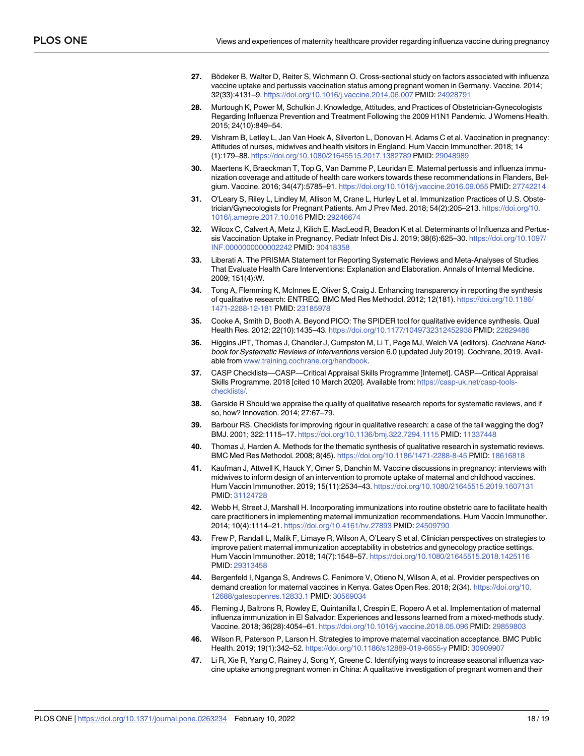27. Bödeker B, Walter D, Reiter S, Wichmann O. Cross-sectional study on factors associated with influenza vaccine uptake and pertussis vaccination status among pregnant women in Germany. Vaccine. 2014; 32(33):4131–9. https://doi.org/10.1016/j.vaccine.2014.06.007 PMID: 24928791

28. Murtough K, Power M, Schulkin J. Knowledge, Attitudes, and Practices of Obstetrician-Gynecologists Regarding Influenza Prevention and Treatment Following the 2009 H1N1 Pandemic. J Womens Health. 2015; 24(10):849–54.

29. Vishram B, Letley L, Jan Van Hoek A, Silverton L, Donovan H, Adams C et al. Vaccination in pregnancy: Attitudes of nurses, midwives and health visitors in England. Hum Vaccin Immunother. 2018; 14 (1):179–88. https://doi.org/10.1080/21645515.2017.1382789 PMID: 29048989

30. Maertens K, Braeckman T, Top G, Van Damme P, Leuridan E. Maternal pertussis and influenza immunization coverage and attitude of health care workers towards these recommendations in Flanders, Belgium. Vaccine. 2016; 34(47):5785–91. https://doi.org/10.1016/j.vaccine.2016.09.055 PMID: 27742214

31. O'Leary S, Riley L, Lindley M, Allison M, Crane L, Hurley L et al. Immunization Practices of U.S. Obstetrician/Gynecologists for Pregnant Patients. Am J Prev Med. 2018; 54(2):205–213. https://doi.org/10.1016/j.amepre.2017.10.016 PMID: 29246674

32. Wilcox C, Calvert A, Metz J, Kilich E, MacLeod R, Beadon K et al. Determinants of Influenza and Pertussis Vaccination Uptake in Pregnancy. Pediatr Infect Dis J. 2019; 38(6):625–30. https://doi.org/10.1097/INF.0000000000002242 PMID: 30418358

33. Liberati A. The PRISMA Statement for Reporting Systematic Reviews and Meta-Analyses of Studies That Evaluate Health Care Interventions: Explanation and Elaboration. Annals of Internal Medicine. 2009; 151(4):W.

34. Tong A, Flemming K, McInnes E, Oliver S, Craig J. Enhancing transparency in reporting the synthesis of qualitative research: ENTREQ. BMC Med Res Methodol. 2012; 12(181). https://doi.org/10.1186/1471-2288-12-181 PMID: 23185978

35. Cooke A, Smith D, Booth A. Beyond PICO: The SPIDER tool for qualitative evidence synthesis. Qual Health Res. 2012; 22(10):1435–43. https://doi.org/10.1177/1049732312452938 PMID: 22829486

36. Higgins JPT, Thomas J, Chandler J, Cumpston M, Li T, Page MJ, Welch VA (editors). *Cochrane Handbook for Systematic Reviews of Interventions* version 6.0 (updated July 2019). Cochrane, 2019. Available from www.training.cochrane.org/handbook.

37. CASP Checklists—CASP—Critical Appraisal Skills Programme [Internet]. CASP—Critical Appraisal Skills Programme. 2018 [cited 10 March 2020]. Available from: https://casp-uk.net/casp-tools-checklists/.

38. Garside R Should we appraise the quality of qualitative research reports for systematic reviews, and if so, how? Innovation. 2014; 27:67–79.

39. Barbour RS. Checklists for improving rigour in qualitative research: a case of the tail wagging the dog? BMJ. 2001; 322:1115–17. https://doi.org/10.1136/bmj.322.7294.1115 PMID: 11337448

40. Thomas J, Harden A. Methods for the thematic synthesis of qualitative research in systematic reviews. BMC Med Res Methodol. 2008; 8(45). https://doi.org/10.1186/1471-2288-8-45 PMID: 18616818

41. Kaufman J, Attwell K, Hauck Y, Omer S, Danchin M. Vaccine discussions in pregnancy: interviews with midwives to inform design of an intervention to promote uptake of maternal and childhood vaccines. Hum Vaccin Immunother. 2019; 15(11):2534–43. https://doi.org/10.1080/21645515.2019.1607131 PMID: 31124728

42. Webb H, Street J, Marshall H. Incorporating immunizations into routine obstetric care to facilitate health care practitioners in implementing maternal immunization recommendations. Hum Vaccin Immunother. 2014; 10(4):1114–21. https://doi.org/10.4161/hv.27893 PMID: 24509790

43. Frew P, Randall L, Malik F, Limaye R, Wilson A, O'Leary S et al. Clinician perspectives on strategies to improve patient maternal immunization acceptability in obstetrics and gynecology practice settings. Hum Vaccin Immunother. 2018; 14(7):1548–57. https://doi.org/10.1080/21645515.2018.1425116 PMID: 29313458

44. Bergenfeld I, Nganga S, Andrews C, Fenimore V, Otieno N, Wilson A, et al. Provider perspectives on demand creation for maternal vaccines in Kenya. Gates Open Res. 2018; 2(34). https://doi.org/10.12688/gatesopenres.12833.1 PMID: 30569034

45. Fleming J, Baltrons R, Rowley E, Quintanilla I, Crespin E, Ropero A et al. Implementation of maternal influenza immunization in El Salvador: Experiences and lessons learned from a mixed-methods study. Vaccine. 2018; 36(28):4054–61. https://doi.org/10.1016/j.vaccine.2018.05.096 PMID: 29859803

46. Wilson R, Paterson P, Larson H. Strategies to improve maternal vaccination acceptance. BMC Public Health. 2019; 19(1):342–52. https://doi.org/10.1186/s12889-019-6655-y PMID: 30909907

47. Li R, Xie R, Yang C, Rainey J, Song Y, Greene C. Identifying ways to increase seasonal influenza vaccine uptake among pregnant women in China: A qualitative investigation of pregnant women and their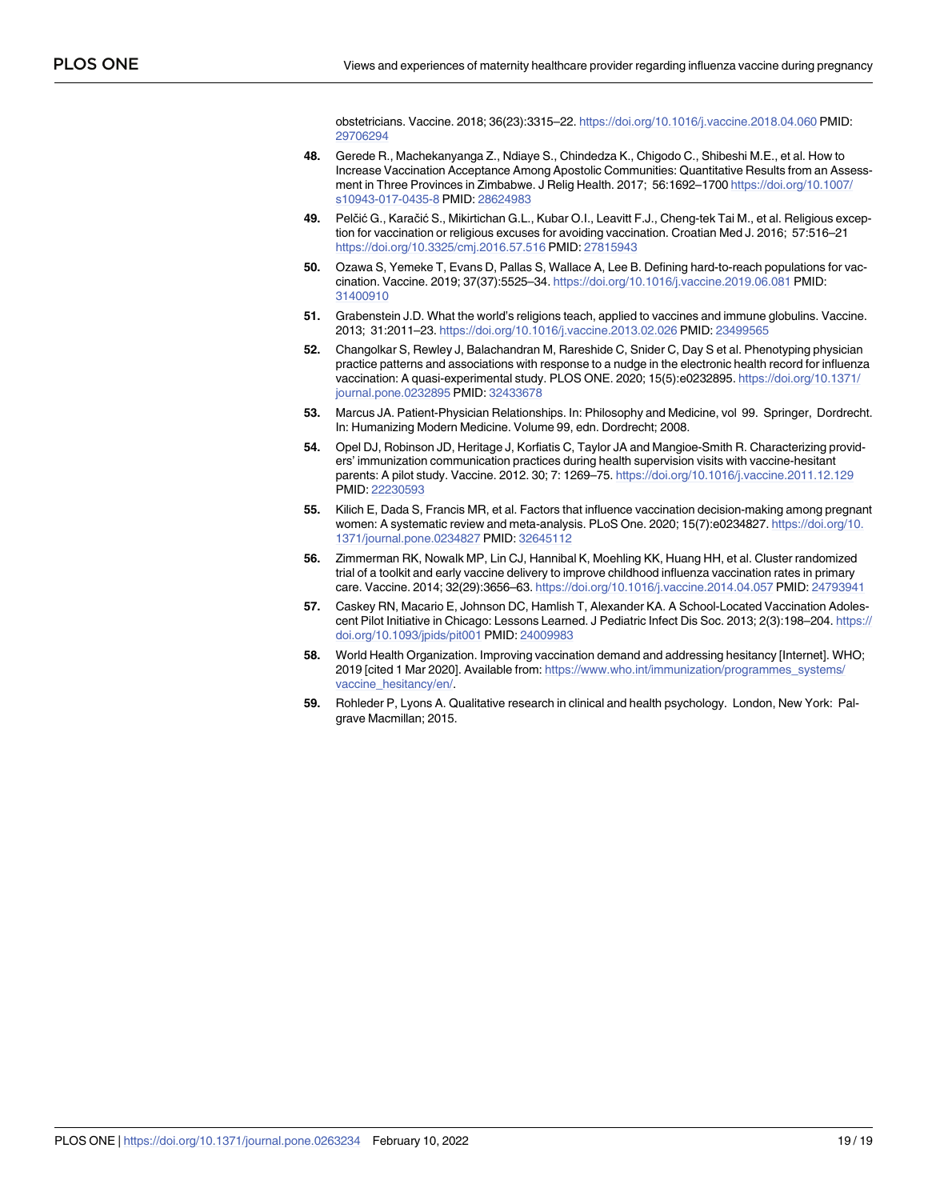obstetricians. Vaccine. 2018; 36(23):3315–22. https://doi.org/10.1016/j.vaccine.2018.04.060 PMID: 29706294

48. Gerede R., Machekanyanga Z., Ndiaye S., Chindedza K., Chigodo C., Shibeshi M.E., et al. How to Increase Vaccination Acceptance Among Apostolic Communities: Quantitative Results from an Assessment in Three Provinces in Zimbabwe. J Relig Health. 2017; 56:1692–1700 https://doi.org/10.1007/s10943-017-0435-8 PMID: 28624983

49. Pelčić G., Karačić S., Mikirtichan G.L., Kubar O.I., Leavitt F.J., Cheng-tek Tai M., et al. Religious exception for vaccination or religious excuses for avoiding vaccination. Croatian Med J. 2016; 57:516–21 https://doi.org/10.3325/cmj.2016.57.516 PMID: 27815943

50. Ozawa S, Yemeke T, Evans D, Pallas S, Wallace A, Lee B. Defining hard-to-reach populations for vaccination. Vaccine. 2019; 37(37):5525–34. https://doi.org/10.1016/j.vaccine.2019.06.081 PMID: 31400910

51. Grabenstein J.D. What the world's religions teach, applied to vaccines and immune globulins. Vaccine. 2013; 31:2011–23. https://doi.org/10.1016/j.vaccine.2013.02.026 PMID: 23499565

52. Changolkar S, Rewley J, Balachandran M, Rareshide C, Snider C, Day S et al. Phenotyping physician practice patterns and associations with response to a nudge in the electronic health record for influenza vaccination: A quasi-experimental study. PLOS ONE. 2020; 15(5):e0232895. https://doi.org/10.1371/journal.pone.0232895 PMID: 32433678

53. Marcus JA. Patient-Physician Relationships. In: Philosophy and Medicine, vol 99. Springer, Dordrecht. In: Humanizing Modern Medicine. Volume 99, edn. Dordrecht; 2008.

54. Opel DJ, Robinson JD, Heritage J, Korfiatis C, Taylor JA and Mangioe-Smith R. Characterizing providers' immunization communication practices during health supervision visits with vaccine-hesitant parents: A pilot study. Vaccine. 2012. 30; 7: 1269–75. https://doi.org/10.1016/j.vaccine.2011.12.129 PMID: 22230593

55. Kilich E, Dada S, Francis MR, et al. Factors that influence vaccination decision-making among pregnant women: A systematic review and meta-analysis. PLoS One. 2020; 15(7):e0234827. https://doi.org/10.1371/journal.pone.0234827 PMID: 32645112

56. Zimmerman RK, Nowalk MP, Lin CJ, Hannibal K, Moehling KK, Huang HH, et al. Cluster randomized trial of a toolkit and early vaccine delivery to improve childhood influenza vaccination rates in primary care. Vaccine. 2014; 32(29):3656–63. https://doi.org/10.1016/j.vaccine.2014.04.057 PMID: 24793941

57. Caskey RN, Macario E, Johnson DC, Hamlish T, Alexander KA. A School-Located Vaccination Adolescent Pilot Initiative in Chicago: Lessons Learned. J Pediatric Infect Dis Soc. 2013; 2(3):198–204. https://doi.org/10.1093/jpids/pit001 PMID: 24009983

58. World Health Organization. Improving vaccination demand and addressing hesitancy [Internet]. WHO; 2019 [cited 1 Mar 2020]. Available from: https://www.who.int/immunization/programmes_systems/vaccine_hesitancy/en/.

59. Rohleder P, Lyons A. Qualitative research in clinical and health psychology. London, New York: Palgrave Macmillan; 2015.